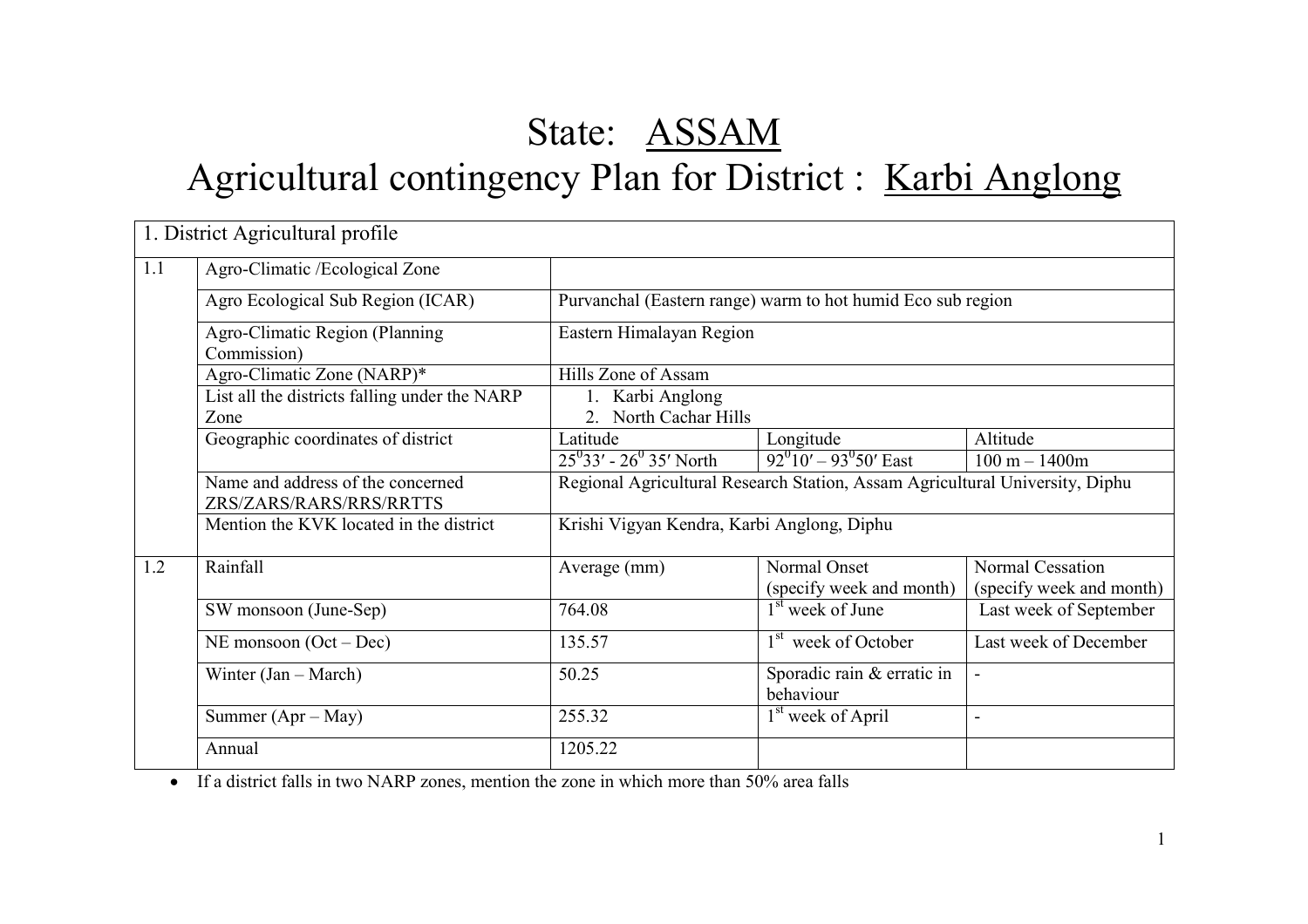# State: ASSAM

# Agricultural contingency Plan for District : Karbi Anglong

| 1. District Agricultural profile | | | | |
|---|---|---|---|---|
| 1.1 | Agro-Climatic /Ecological Zone | | | |
| | Agro Ecological Sub Region (ICAR) | Purvanchal (Eastern range) warm to hot humid Eco sub region | | |
| | Agro-Climatic Region (Planning Commission) | Eastern Himalayan Region | | |
| | Agro-Climatic Zone (NARP)* | Hills Zone of Assam | | |
| | List all the districts falling under the NARP Zone | 1. Karbi Anglong<br>2. North Cachar Hills | | |
| | Geographic coordinates of district | Latitude | Longitude | Altitude |
| | | $25^0 33'$ - $26^0$ $35'$ North | $92^0 10'$ – $93^0 50'$ East | 100 m – 1400m |
| | Name and address of the concerned ZRS/ZARS/RARS/RRS/RRTTS | Regional Agricultural Research Station, Assam Agricultural University, Diphu | | |
| | Mention the KVK located in the district | Krishi Vigyan Kendra, Karbi Anglong, Diphu | | |
| 1.2 | Rainfall | Average (mm) | Normal Onset (specify week and month) | Normal Cessation (specify week and month) |
| | SW monsoon (June-Sep) | 764.08 | 1st week of June | Last week of September |
| | NE monsoon (Oct – Dec) | 135.57 | 1st week of October | Last week of December |
| | Winter (Jan – March) | 50.25 | Sporadic rain & erratic in behaviour | - |
| | Summer (Apr – May) | 255.32 | 1st week of April | - |
| | Annual | 1205.22 | | |

- If a district falls in two NARP zones, mention the zone in which more than 50% area falls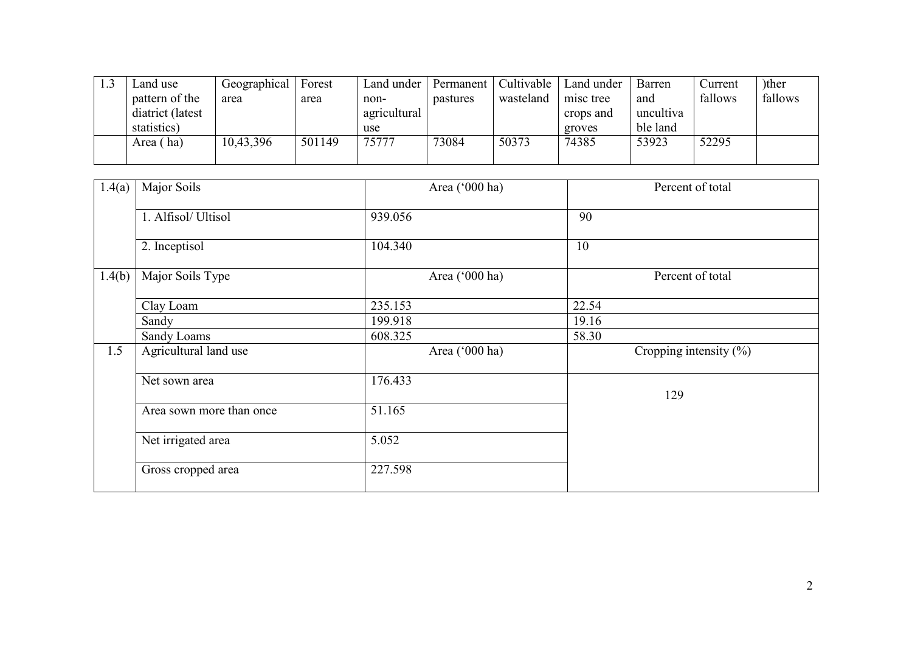| 1.3 | Land use pattern of the diatrict (latest statistics) | Geographical area | Forest area | Land under non-agricultural use | Permanent pastures | Cultivable wasteland | Land under misc tree crops and groves | Barren and uncultivable land | Current fallows | )ther fallows |
|---|---|---|---|---|---|---|---|---|---|---|
| | Area ( ha) | 10,43,396 | 501149 | 75777 | 73084 | 50373 | 74385 | 53923 | 52295 | |

| 1.4(a) | Major Soils | Area ('000 ha) | Percent of total |
|---|---|---|---|
| | 1. Alfisol/ Ultisol | 939.056 | 90 |
| | 2. Inceptisol | 104.340 | 10 |
| 1.4(b) | Major Soils Type | Area ('000 ha) | Percent of total |
| | Clay Loam | 235.153 | 22.54 |
| | Sandy | 199.918 | 19.16 |
| | Sandy Loams | 608.325 | 58.30 |
| 1.5 | Agricultural land use | Area ('000 ha) | Cropping intensity (%) |
| | Net sown area | 176.433 | 129 |
| | Area sown more than once | 51.165 | |
| | Net irrigated area | 5.052 | |
| | Gross cropped area | 227.598 | |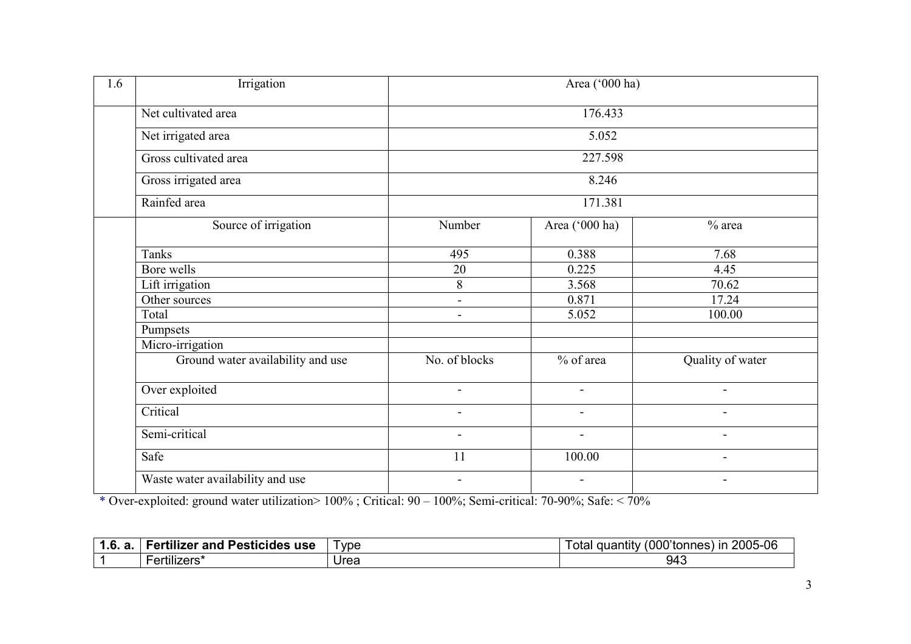| 1.6 | Irrigation | Area ('000 ha) | | |
|---|---|---|---|---|
| | Net cultivated area | 176.433 | | |
| | Net irrigated area | 5.052 | | |
| | Gross cultivated area | 227.598 | | |
| | Gross irrigated area | 8.246 | | |
| | Rainfed area | 171.381 | | |
| | Source of irrigation | Number | Area ('000 ha) | % area |
| | Tanks | 495 | 0.388 | 7.68 |
| | Bore wells | 20 | 0.225 | 4.45 |
| | Lift irrigation | 8 | 3.568 | 70.62 |
| | Other sources | - | 0.871 | 17.24 |
| | Total | - | 5.052 | 100.00 |
| | Pumpsets | | | |
| | Micro-irrigation | | | |
| | Ground water availability and use | No. of blocks | % of area | Quality of water |
| | Over exploited | - | - | - |
| | Critical | - | - | - |
| | Semi-critical | - | - | - |
| | Safe | 11 | 100.00 | - |
| | Waste water availability and use | - | - | - |

\* Over-exploited: ground water utilization> 100% ; Critical: 90 – 100%; Semi-critical: 70-90%; Safe: < 70%

| **1.6. a.** | **Fertilizer and Pesticides use** | Type | Total quantity (000'tonnes) in 2005-06 |
|---|---|---|---|
| 1 | Fertilizers* | Urea | 943 |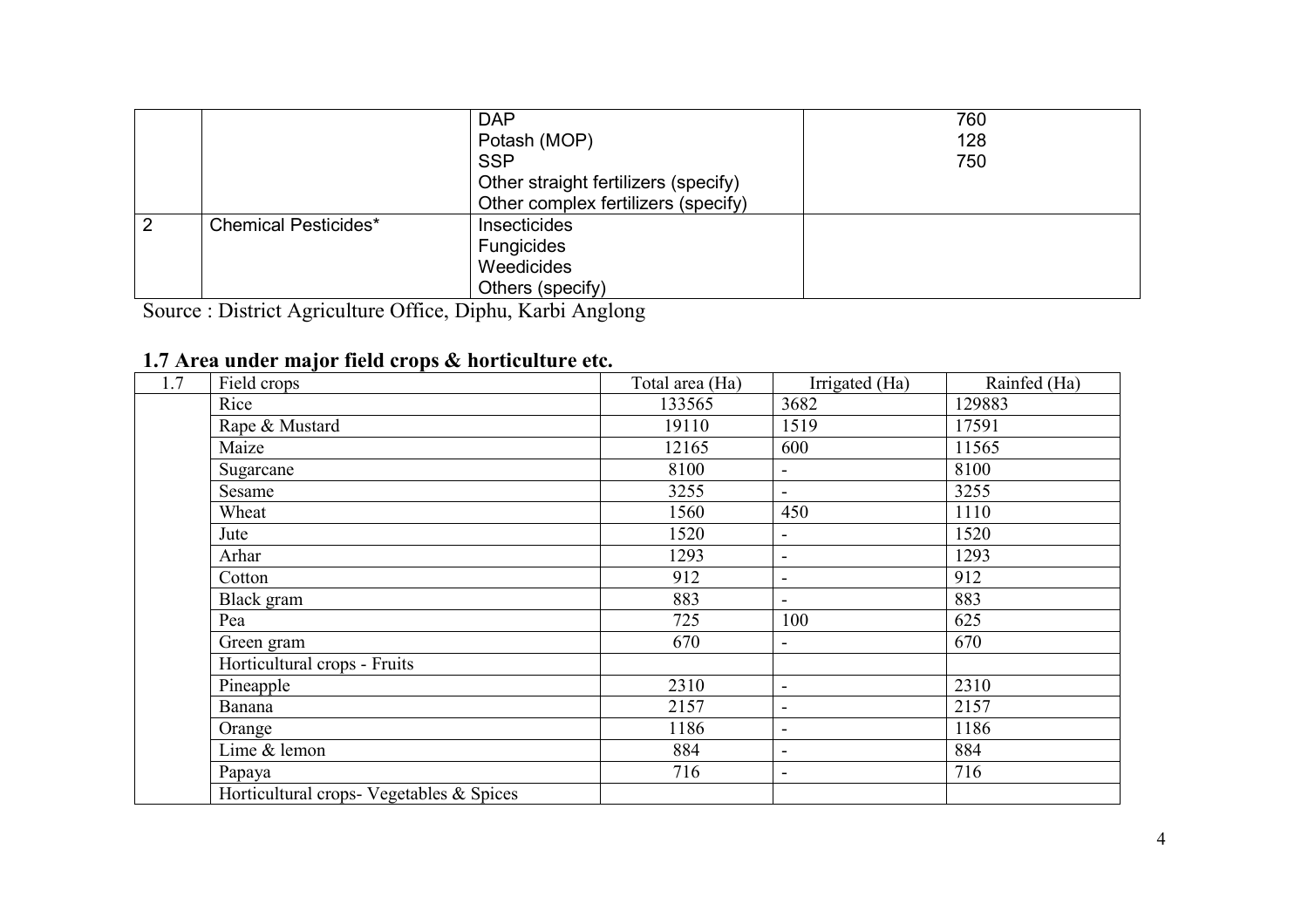| | | | |
|---|---|---|---|
| | | DAP<br>Potash (MOP)<br>SSP<br>Other straight fertilizers (specify)<br>Other complex fertilizers (specify) | 760<br>128<br>750 |
| 2 | Chemical Pesticides* | Insecticides<br>Fungicides<br>Weedicides<br>Others (specify) | |

Source : District Agriculture Office, Diphu, Karbi Anglong

### 1.7 Area under major field crops & horticulture etc.

| 1.7 | Field crops | Total area (Ha) | Irrigated (Ha) | Rainfed (Ha) |
|---|---|---|---|---|
| | Rice | 133565 | 3682 | 129883 |
| | Rape & Mustard | 19110 | 1519 | 17591 |
| | Maize | 12165 | 600 | 11565 |
| | Sugarcane | 8100 | - | 8100 |
| | Sesame | 3255 | - | 3255 |
| | Wheat | 1560 | 450 | 1110 |
| | Jute | 1520 | - | 1520 |
| | Arhar | 1293 | - | 1293 |
| | Cotton | 912 | - | 912 |
| | Black gram | 883 | - | 883 |
| | Pea | 725 | 100 | 625 |
| | Green gram | 670 | - | 670 |
| | Horticultural crops - Fruits | | | |
| | Pineapple | 2310 | - | 2310 |
| | Banana | 2157 | - | 2157 |
| | Orange | 1186 | - | 1186 |
| | Lime & lemon | 884 | - | 884 |
| | Papaya | 716 | - | 716 |
| | Horticultural crops- Vegetables & Spices | | | |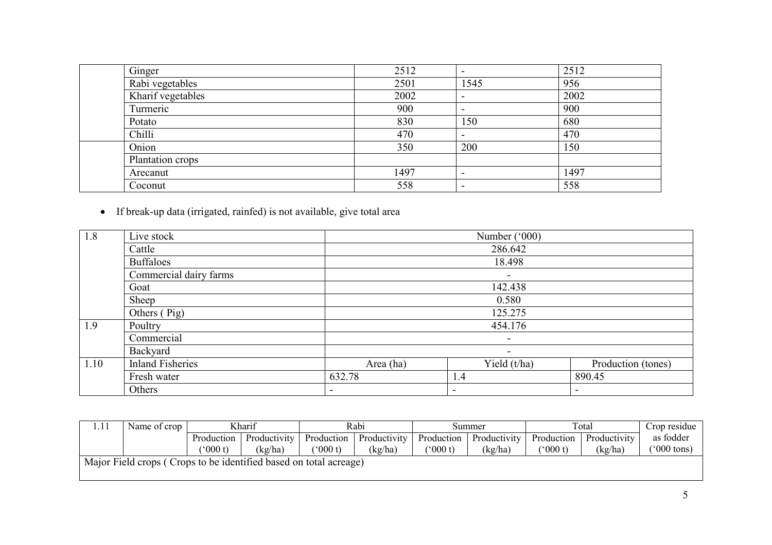|  |  |  |  |  |
|---|---|---|---|---|
|  | Ginger | 2512 | - | 2512 |
|  | Rabi vegetables | 2501 | 1545 | 956 |
|  | Kharif vegetables | 2002 | - | 2002 |
|  | Turmeric | 900 | - | 900 |
|  | Potato | 830 | 150 | 680 |
|  | Chilli | 470 | - | 470 |
|  | Onion | 350 | 200 | 150 |
|  | Plantation crops |  |  |  |
|  | Arecanut | 1497 | - | 1497 |
|  | Coconut | 558 | - | 558 |

- If break-up data (irrigated, rainfed) is not available, give total area

| 1.8 | Live stock | Number ('000) | | |
|---|---|---|---|---|
|  | Cattle | 286.642 | | |
|  | Buffaloes | 18.498 | | |
|  | Commercial dairy farms | - | | |
|  | Goat | 142.438 | | |
|  | Sheep | 0.580 | | |
|  | Others ( Pig) | 125.275 | | |
| 1.9 | Poultry | 454.176 | | |
|  | Commercial | - | | |
|  | Backyard | - | | |
| 1.10 | Inland Fisheries | Area (ha) | Yield (t/ha) | Production (tones) |
|  | Fresh water | 632.78 | 1.4 | 890.45 |
|  | Others | - | - | - |

| 1.11 | Name of crop | Kharif | | Rabi | | Summer | | Total | | Crop residue as fodder ('000 tons) |
|---|---|---|---|---|---|---|---|---|---|---|
|  |  | Production ('000 t) | Productivity (kg/ha) | Production ('000 t) | Productivity (kg/ha) | Production ('000 t) | Productivity (kg/ha) | Production ('000 t) | Productivity (kg/ha) |  |
| Major Field crops ( Crops to be identified based on total acreage) | | | | | | | | | | |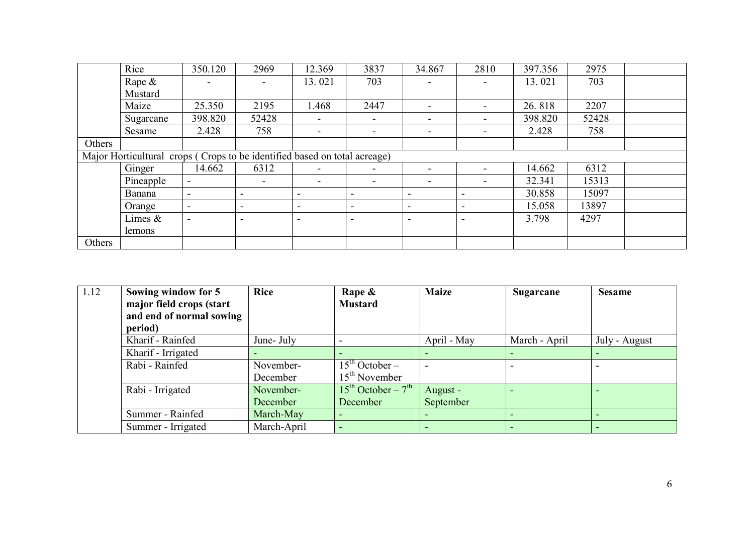| | | | | | | | | | | |
|---|---|---|---|---|---|---|---|---|---|---|
| | Rice | 350.120 | 2969 | 12.369 | 3837 | 34.867 | 2810 | 397.356 | 2975 | |
| | Rape & Mustard | - | - | 13. 021 | 703 | - | - | 13. 021 | 703 | |
| | Maize | 25.350 | 2195 | 1.468 | 2447 | - | - | 26. 818 | 2207 | |
| | Sugarcane | 398.820 | 52428 | - | - | - | - | 398.820 | 52428 | |
| | Sesame | 2.428 | 758 | - | - | - | - | 2.428 | 758 | |
| Others | | | | | | | | | | |
| Major Horticultural crops ( Crops to be identified based on total acreage) | | | | | | | | | | |
| | Ginger | 14.662 | 6312 | - | - | - | - | 14.662 | 6312 | |
| | Pineapple | - | - | - | - | - | - | 32.341 | 15313 | |
| | Banana | - | - | - | - | - | - | 30.858 | 15097 | |
| | Orange | - | - | - | - | - | - | 15.058 | 13897 | |
| | Limes & lemons | - | - | - | - | - | - | 3.798 | 4297 | |
| Others | | | | | | | | | | |

| 1.12 | Sowing window for 5 major field crops (start and end of normal sowing period) | Rice | Rape & Mustard | Maize | Sugarcane | Sesame |
|---|---|---|---|---|---|---|
| | Kharif - Rainfed | June- July | - | April - May | March - April | July - August |
| | Kharif - Irrigated | - | - | - | - | - |
| | Rabi - Rainfed | November-December | 15th October – 15th November | - | - | - |
| | Rabi - Irrigated | November-December | 15th October – 7th December | August - September | - | - |
| | Summer - Rainfed | March-May | - | - | - | - |
| | Summer - Irrigated | March-April | - | - | - | - |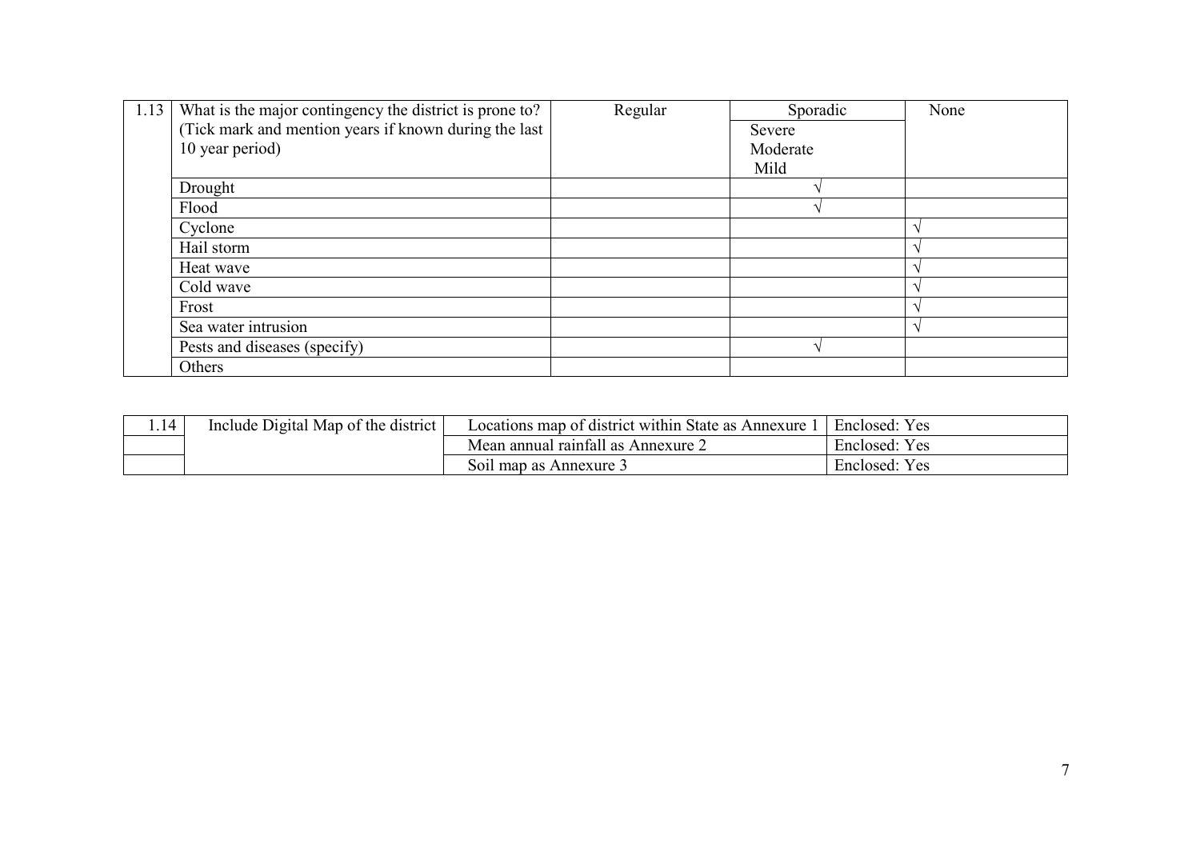| 1.13 | What is the major contingency the district is prone to? (Tick mark and mention years if known during the last 10 year period) | Regular | Sporadic<br>Severe<br>Moderate<br>Mild | None |
|---|---|---|---|---|
| | Drought | | √ | |
| | Flood | | √ | |
| | Cyclone | | | √ |
| | Hail storm | | | √ |
| | Heat wave | | | √ |
| | Cold wave | | | √ |
| | Frost | | | √ |
| | Sea water intrusion | | | √ |
| | Pests and diseases (specify) | | √ | |
| | Others | | | |

| 1.14 | Include Digital Map of the district | Locations map of district within State as Annexure 1 | Enclosed: Yes |
|---|---|---|---|
| | | Mean annual rainfall as Annexure 2 | Enclosed: Yes |
| | | Soil map as Annexure 3 | Enclosed: Yes |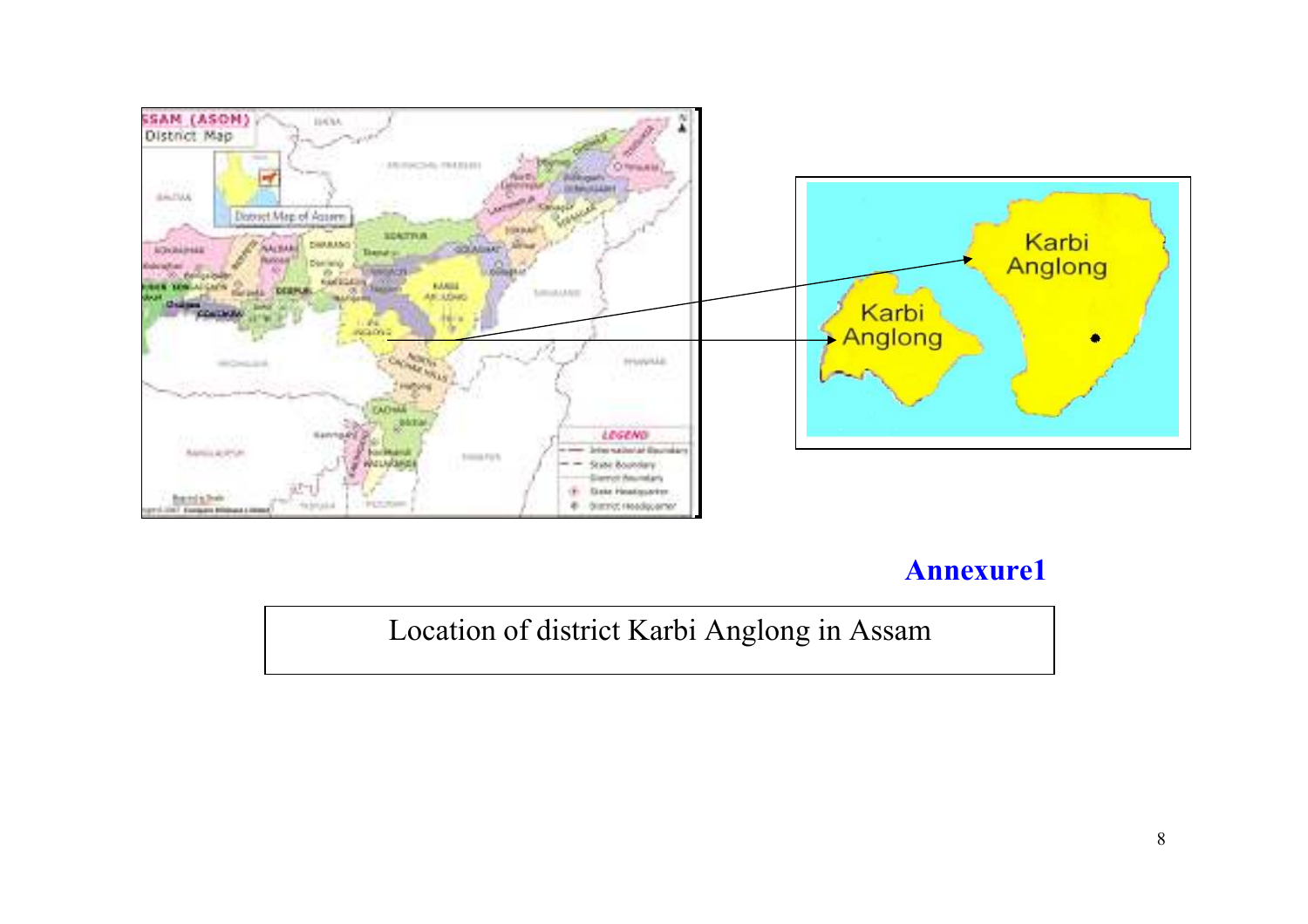**Annexure1**

Location of district Karbi Anglong in Assam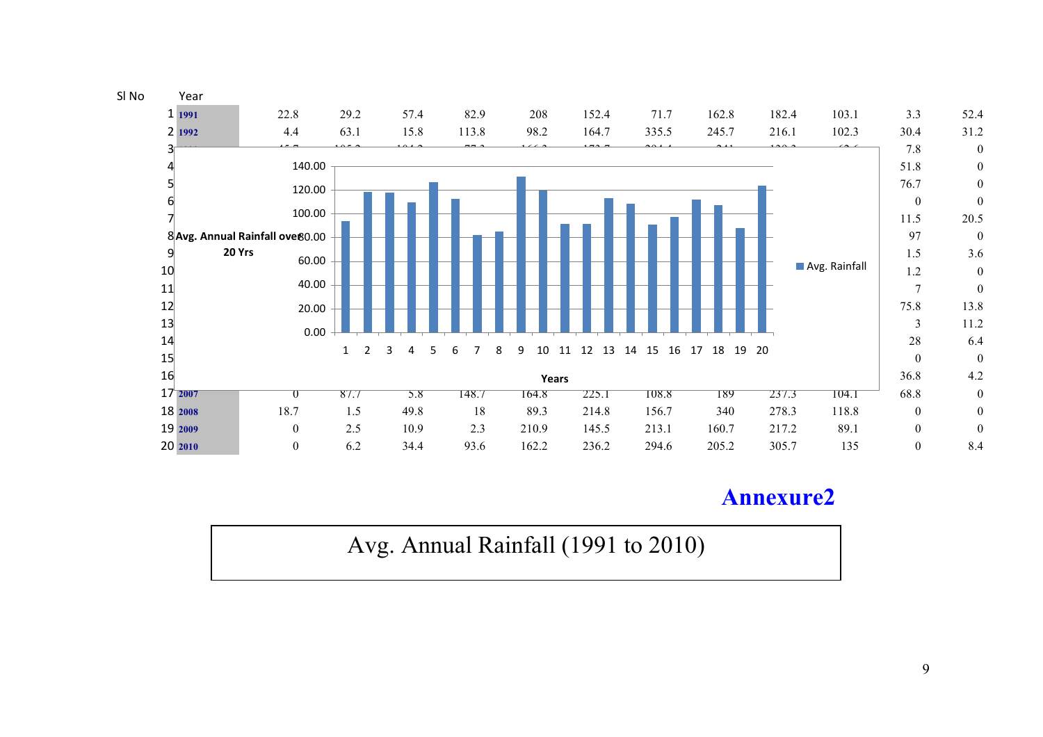| Sl No | Year | | | | | | | | | | | | |
|---|---|---|---|---|---|---|---|---|---|---|---|---|---|
| 1 | 1991 | 22.8 | 29.2 | 57.4 | 82.9 | 208 | 152.4 | 71.7 | 162.8 | 182.4 | 103.1 | 3.3 | 52.4 |
| 2 | 1992 | 4.4 | 63.1 | 15.8 | 113.8 | 98.2 | 164.7 | 335.5 | 245.7 | 216.1 | 102.3 | 30.4 | 31.2 |
| 3 | | | | | | | | | | | | 7.8 | 0 |
| 4 | | | | | | | | | | | | 51.8 | 0 |
| 5 | | | | | | | | | | | | 76.7 | 0 |
| 6 | | | | | | | | | | | | 0 | 0 |
| 7 | | | | | | | | | | | | 11.5 | 20.5 |
| 8 | | | | | | | | | | | | 97 | 0 |
| 9 | | | | | | | | | | | | 1.5 | 3.6 |
| 10 | | | | | | | | | | | | 1.2 | 0 |
| 11 | | | | | | | | | | | | 7 | 0 |
| 12 | | | | | | | | | | | | 75.8 | 13.8 |
| 13 | | | | | | | | | | | | 3 | 11.2 |
| 14 | | | | | | | | | | | | 28 | 6.4 |
| 15 | | | | | | | | | | | | 0 | 0 |
| 16 | | | | | | | | | | | | 36.8 | 4.2 |
| 17 | 2007 | 0 | 87.7 | 5.8 | 148.7 | 164.8 | 225.1 | 108.8 | 189 | 237.3 | 104.1 | 68.8 | 0 |
| 18 | 2008 | 18.7 | 1.5 | 49.8 | 18 | 89.3 | 214.8 | 156.7 | 340 | 278.3 | 118.8 | 0 | 0 |
| 19 | 2009 | 0 | 2.5 | 10.9 | 2.3 | 210.9 | 145.5 | 213.1 | 160.7 | 217.2 | 89.1 | 0 | 0 |
| 20 | 2010 | 0 | 6.2 | 34.4 | 93.6 | 162.2 | 236.2 | 294.6 | 205.2 | 305.7 | 135 | 0 | 8.4 |

**Avg. Annual Rainfall over 20 Yrs**

## Annexure2

# Avg. Annual Rainfall (1991 to 2010)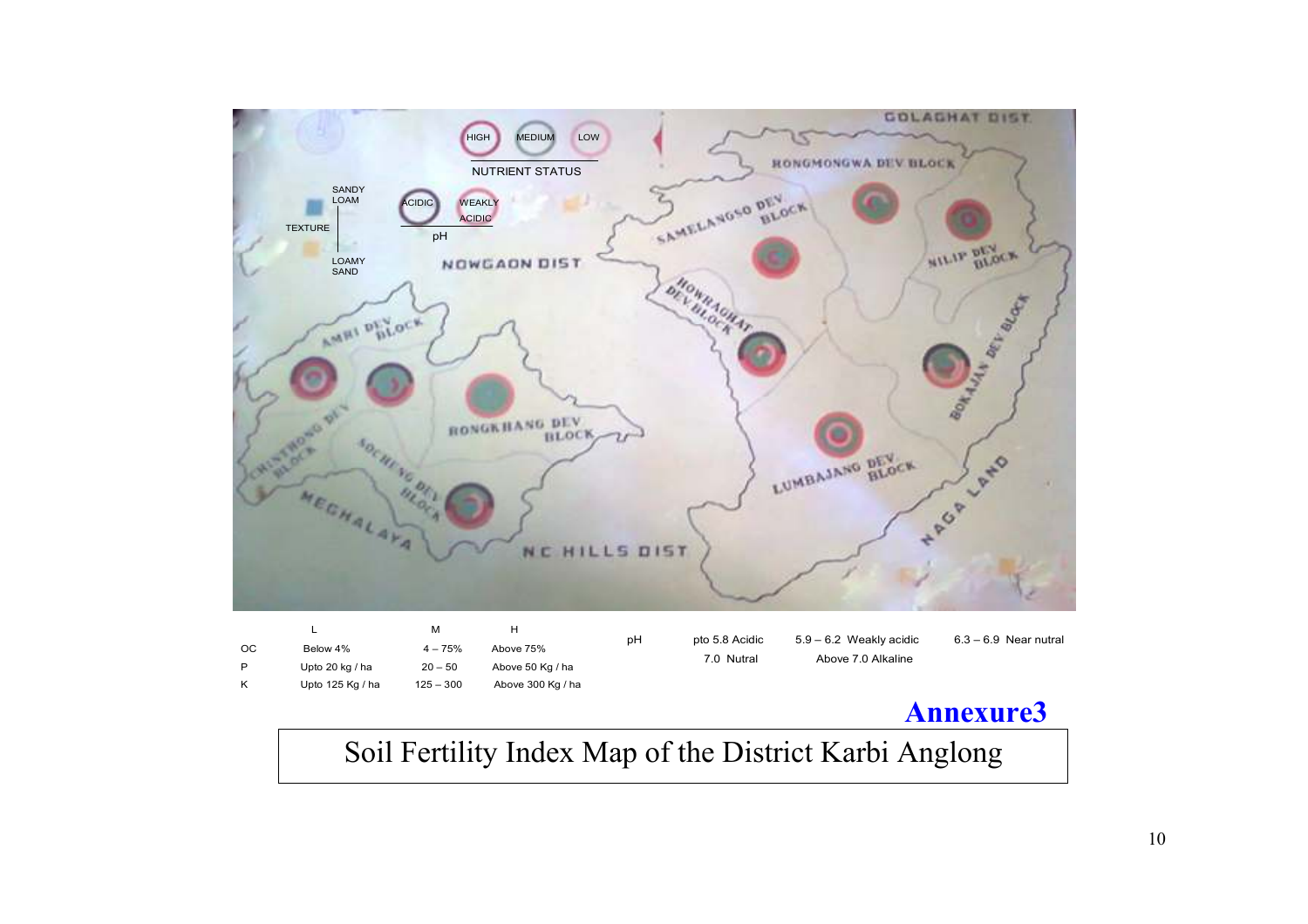HIGH MEDIUM LOW

NUTRIENT STATUS

TEXTURE: SANDY LOAM / LOAMY SAND

pH: ACIDIC / WEAKLY ACIDIC

GOLAGHAT DIST

RONGMONGWA DEV BLOCK

SAMELANGSO DEV BLOCK

NILIP DEV BLOCK

NOWGAON DIST

HOWRAGHAT DEV BLOCK

AMRI DEV BLOCK

BOKAJAN DEV BLOCK

RONGKHANG DEV BLOCK

CHINTHONG DEV BLOCK

SOCHENG DEV BLOCK

LUMBAJANG DEV BLOCK

MEGHALAYA

NAGA LAND

N C HILLS DIST

| | L | M | H |
|---|---|---|---|
| OC | Below 4% | 4 – 75% | Above 75% |
| P | Upto 20 kg / ha | 20 – 50 | Above 50 Kg / ha |
| K | Upto 125 Kg / ha | 125 – 300 | Above 300 Kg / ha |

| pH | pto 5.8 Acidic | 5.9 – 6.2 Weakly acidic | 6.3 – 6.9 Near nutral |
|---|---|---|---|
| | 7.0 Nutral | Above 7.0 Alkaline | |

**Annexure3**

# Soil Fertility Index Map of the District Karbi Anglong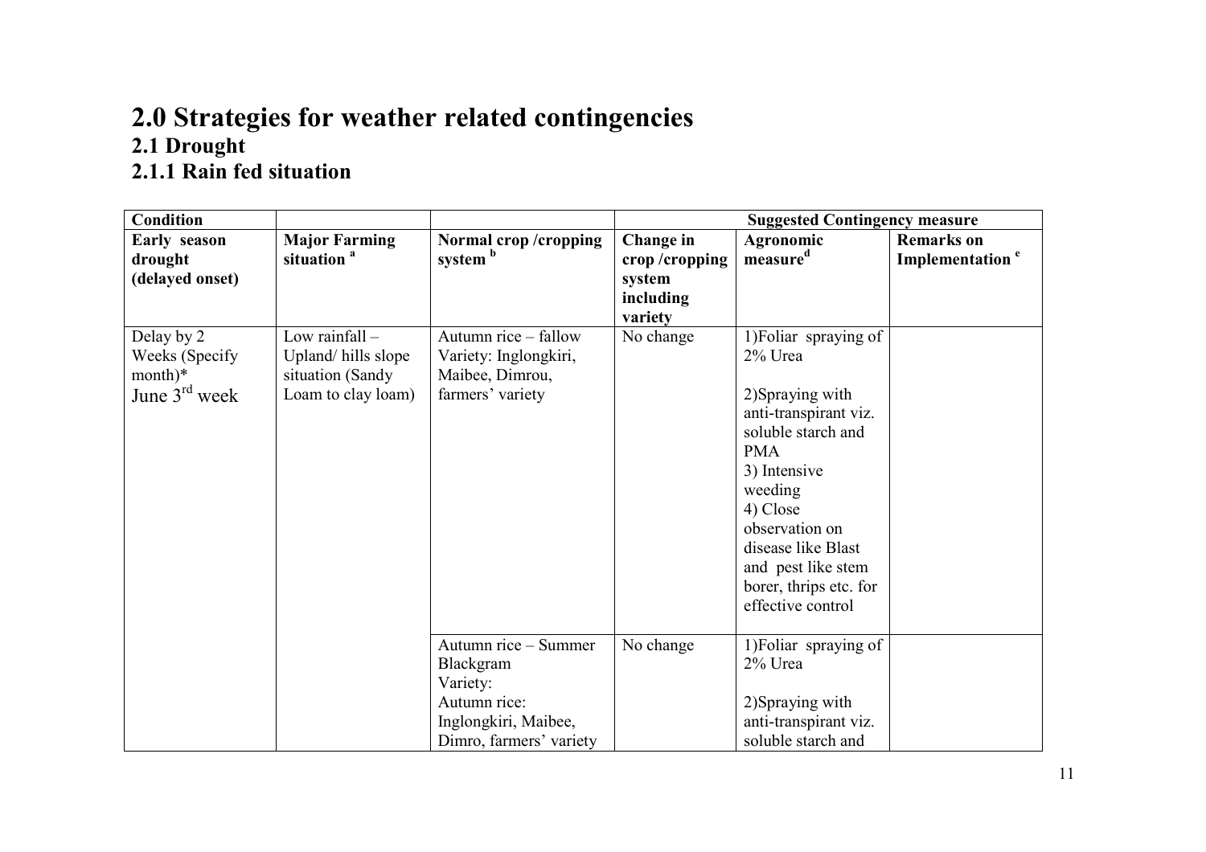# 2.0 Strategies for weather related contingencies

## 2.1 Drought

### 2.1.1 Rain fed situation

| Condition | | | Suggested Contingency measure | | |
|---|---|---|---|---|---|
| **Early season drought (delayed onset)** | **Major Farming situation [a]** | **Normal crop /cropping system [b]** | **Change in crop /cropping system including variety** | **Agronomic measure[d]** | **Remarks on Implementation [e]** |
| Delay by 2 Weeks (Specify month)* June 3[rd] week | Low rainfall – Upland/ hills slope situation (Sandy Loam to clay loam) | Autumn rice – fallow Variety: Inglongkiri, Maibee, Dimrou, farmers' variety | No change | 1)Foliar spraying of 2% Urea<br><br>2)Spraying with anti-transpirant viz. soluble starch and PMA<br>3) Intensive weeding<br>4) Close observation on disease like Blast and pest like stem borer, thrips etc. for effective control | |
| | | Autumn rice – Summer Blackgram<br>Variety:<br>Autumn rice: Inglongkiri, Maibee, Dimro, farmers' variety | No change | 1)Foliar spraying of 2% Urea<br><br>2)Spraying with anti-transpirant viz. soluble starch and | |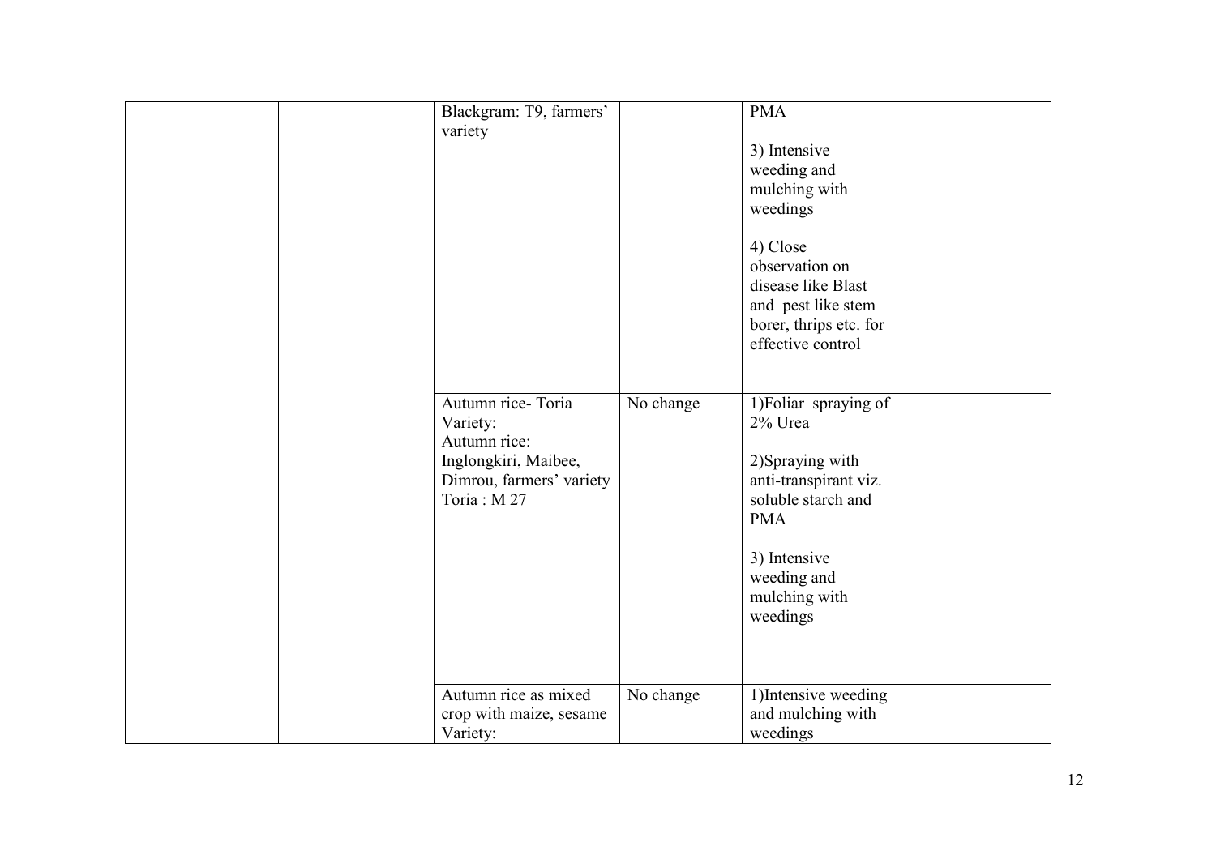|  |  |  |  |  |  |
|---|---|---|---|---|---|
|  |  | Blackgram: T9, farmers' variety |  | PMA<br><br>3) Intensive weeding and mulching with weedings<br><br>4) Close observation on disease like Blast and pest like stem borer, thrips etc. for effective control |  |
|  |  | Autumn rice- Toria<br>Variety:<br>Autumn rice:<br>Inglongkiri, Maibee, Dimrou, farmers' variety<br>Toria : M 27 | No change | 1)Foliar spraying of 2% Urea<br><br>2)Spraying with anti-transpirant viz. soluble starch and PMA<br><br>3) Intensive weeding and mulching with weedings |  |
|  |  | Autumn rice as mixed crop with maize, sesame<br>Variety: | No change | 1)Intensive weeding and mulching with weedings |  |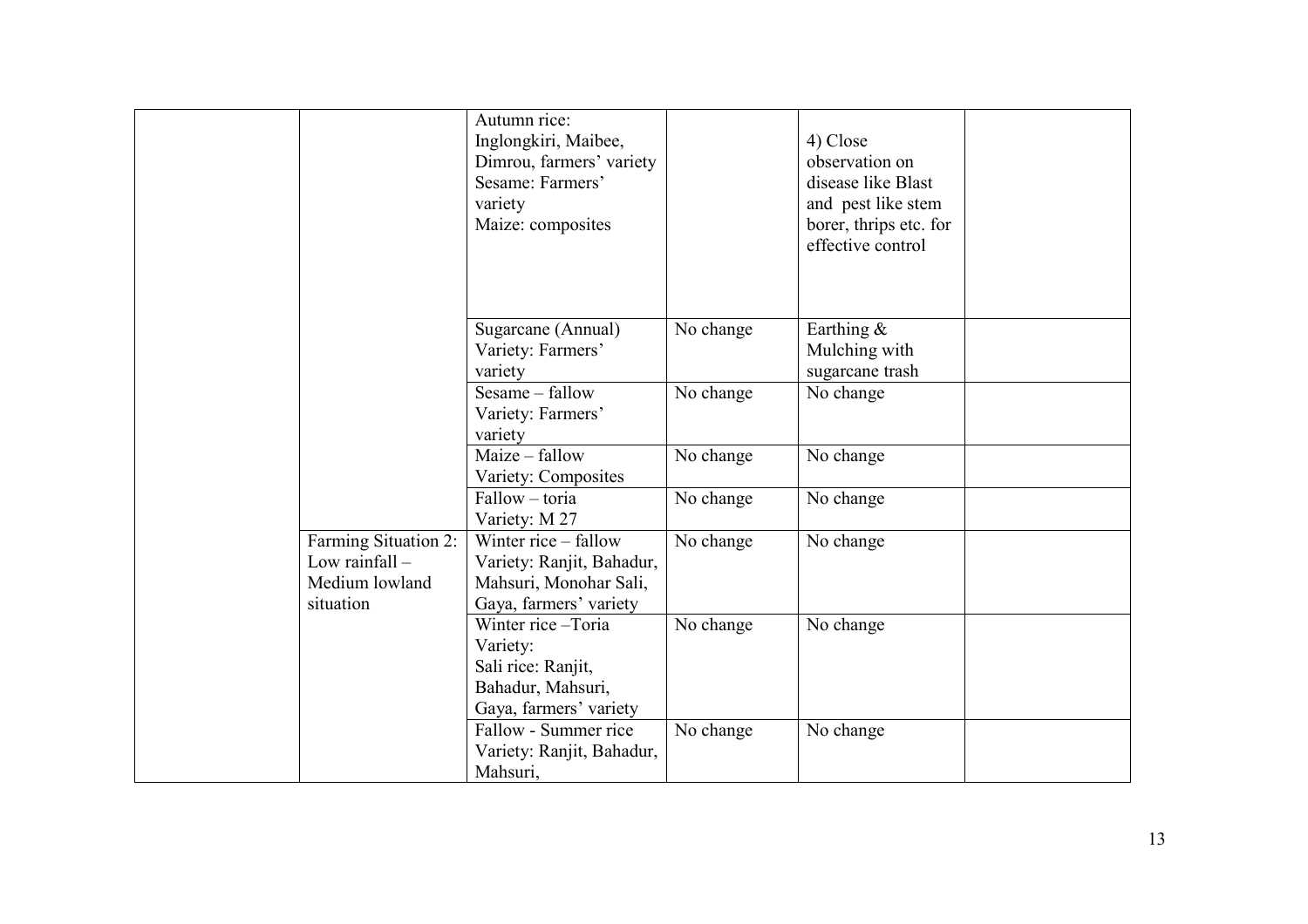| | | | | | |
|---|---|---|---|---|---|
| | | Autumn rice: Inglongkiri, Maibee, Dimrou, farmers' variety<br>Sesame: Farmers' variety<br>Maize: composites | | 4) Close observation on disease like Blast and pest like stem borer, thrips etc. for effective control | |
| | | Sugarcane (Annual)<br>Variety: Farmers' variety | No change | Earthing & Mulching with sugarcane trash | |
| | | Sesame – fallow<br>Variety: Farmers' variety | No change | No change | |
| | | Maize – fallow<br>Variety: Composites | No change | No change | |
| | | Fallow – toria<br>Variety: M 27 | No change | No change | |
| | Farming Situation 2: Low rainfall – Medium lowland situation | Winter rice – fallow<br>Variety: Ranjit, Bahadur, Mahsuri, Monohar Sali, Gaya, farmers' variety | No change | No change | |
| | | Winter rice –Toria<br>Variety:<br>Sali rice: Ranjit, Bahadur, Mahsuri, Gaya, farmers' variety | No change | No change | |
| | | Fallow - Summer rice<br>Variety: Ranjit, Bahadur, Mahsuri, | No change | No change | |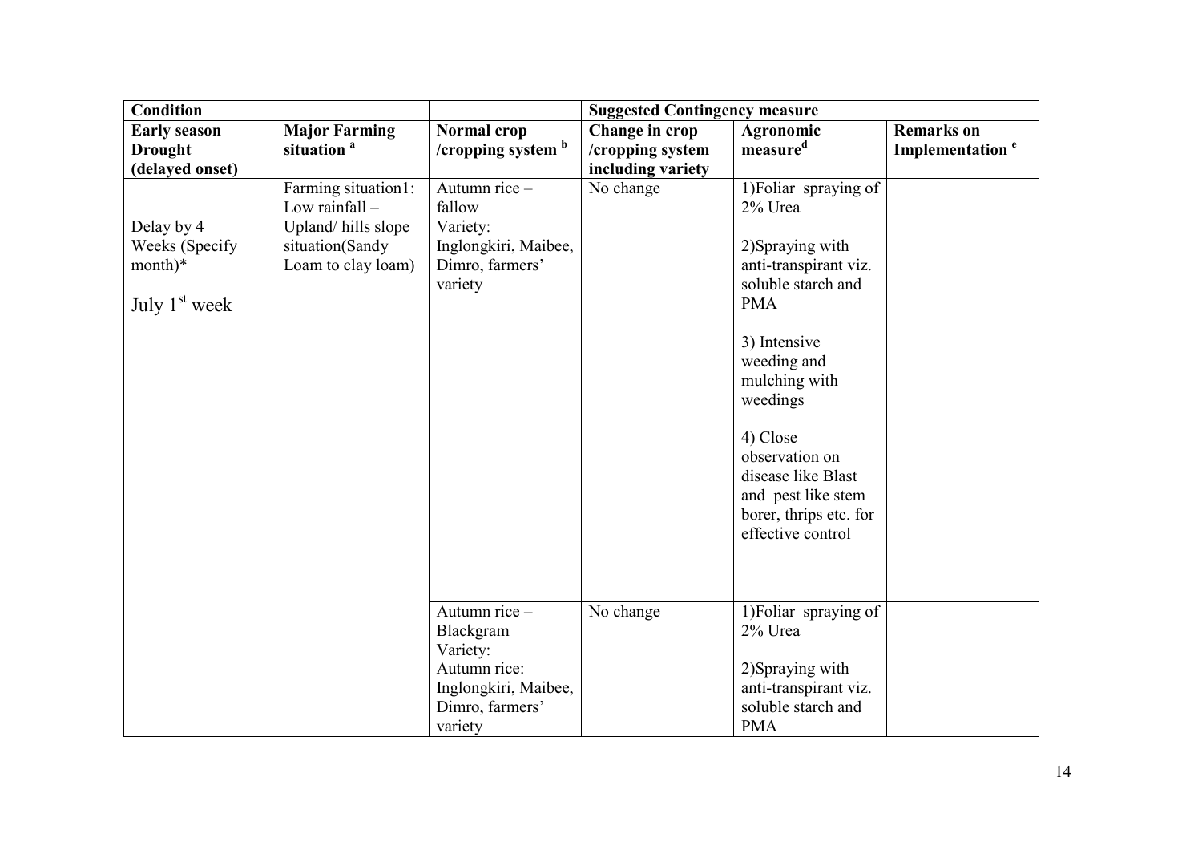| Condition | | | Suggested Contingency measure | | |
|---|---|---|---|---|---|
| **Early season Drought (delayed onset)** | **Major Farming situation [a]** | **Normal crop /cropping system [b]** | **Change in crop /cropping system including variety** | **Agronomic measure[d]** | **Remarks on Implementation [e]** |
| Delay by 4 Weeks (Specify month)* July 1[st] week | Farming situation1: Low rainfall – Upland/ hills slope situation(Sandy Loam to clay loam) | Autumn rice – fallow Variety: Inglongkiri, Maibee, Dimro, farmers' variety | No change | 1)Foliar spraying of 2% Urea<br><br>2)Spraying with anti-transpirant viz. soluble starch and PMA<br><br>3) Intensive weeding and mulching with weedings<br><br>4) Close observation on disease like Blast and pest like stem borer, thrips etc. for effective control | |
| | | Autumn rice – Blackgram Variety: Autumn rice: Inglongkiri, Maibee, Dimro, farmers' variety | No change | 1)Foliar spraying of 2% Urea<br><br>2)Spraying with anti-transpirant viz. soluble starch and PMA | |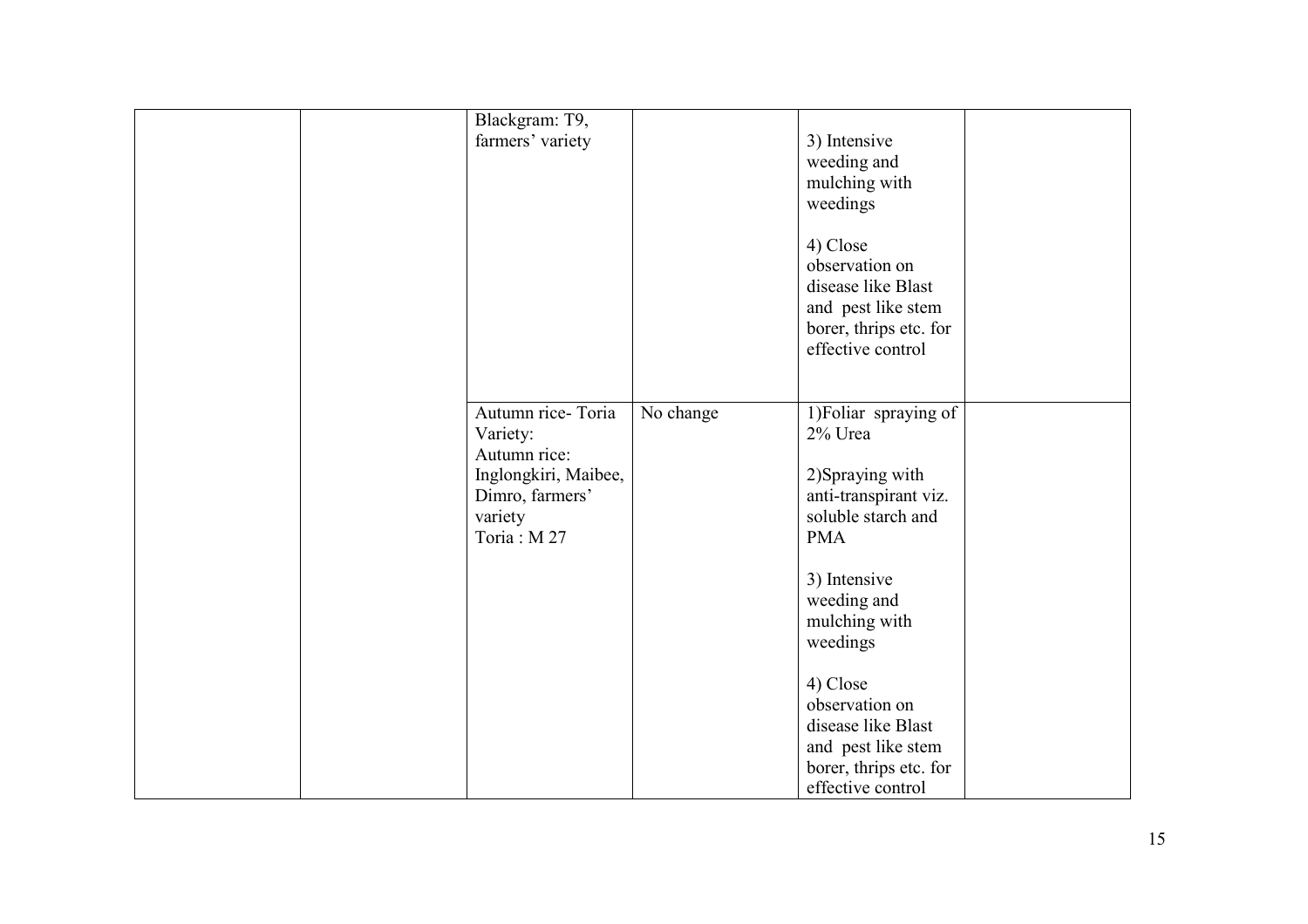|  |  | Blackgram: T9, farmers' variety |  | 3) Intensive weeding and mulching with weedings<br><br>4) Close observation on disease like Blast and pest like stem borer, thrips etc. for effective control |  |
|---|---|---|---|---|---|
|  |  | Autumn rice- Toria Variety:<br>Autumn rice: Inglongkiri, Maibee, Dimro, farmers' variety<br>Toria : M 27 | No change | 1)Foliar spraying of 2% Urea<br><br>2)Spraying with anti-transpirant viz. soluble starch and PMA<br><br>3) Intensive weeding and mulching with weedings<br><br>4) Close observation on disease like Blast and pest like stem borer, thrips etc. for effective control |  |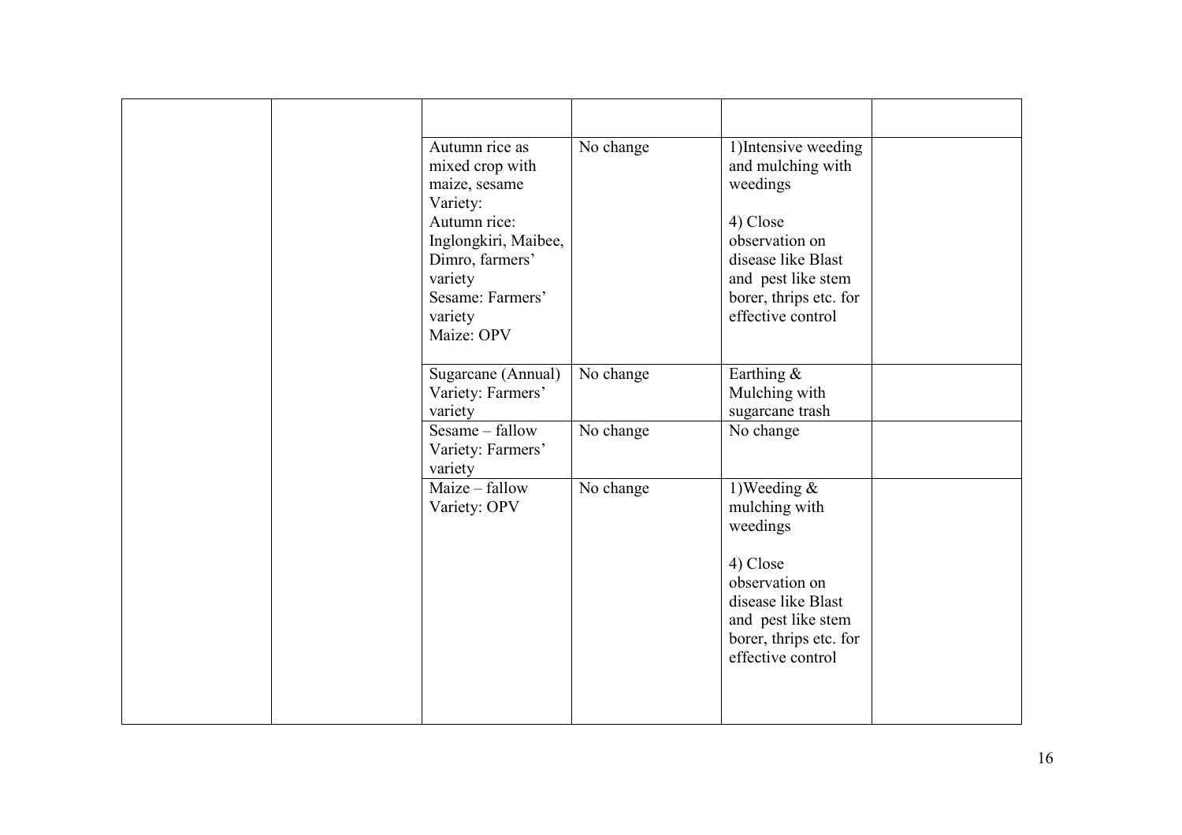| | | | | | |
|---|---|---|---|---|---|
| | | | | | |
| | | Autumn rice as mixed crop with maize, sesame<br>Variety:<br>Autumn rice: Inglongkiri, Maibee, Dimro, farmers' variety<br>Sesame: Farmers' variety<br>Maize: OPV | No change | 1)Intensive weeding and mulching with weedings<br><br>4) Close observation on disease like Blast and pest like stem borer, thrips etc. for effective control | |
| | | Sugarcane (Annual)<br>Variety: Farmers' variety | No change | Earthing & Mulching with sugarcane trash | |
| | | Sesame – fallow<br>Variety: Farmers' variety | No change | No change | |
| | | Maize – fallow<br>Variety: OPV | No change | 1)Weeding & mulching with weedings<br><br>4) Close observation on disease like Blast and pest like stem borer, thrips etc. for effective control | |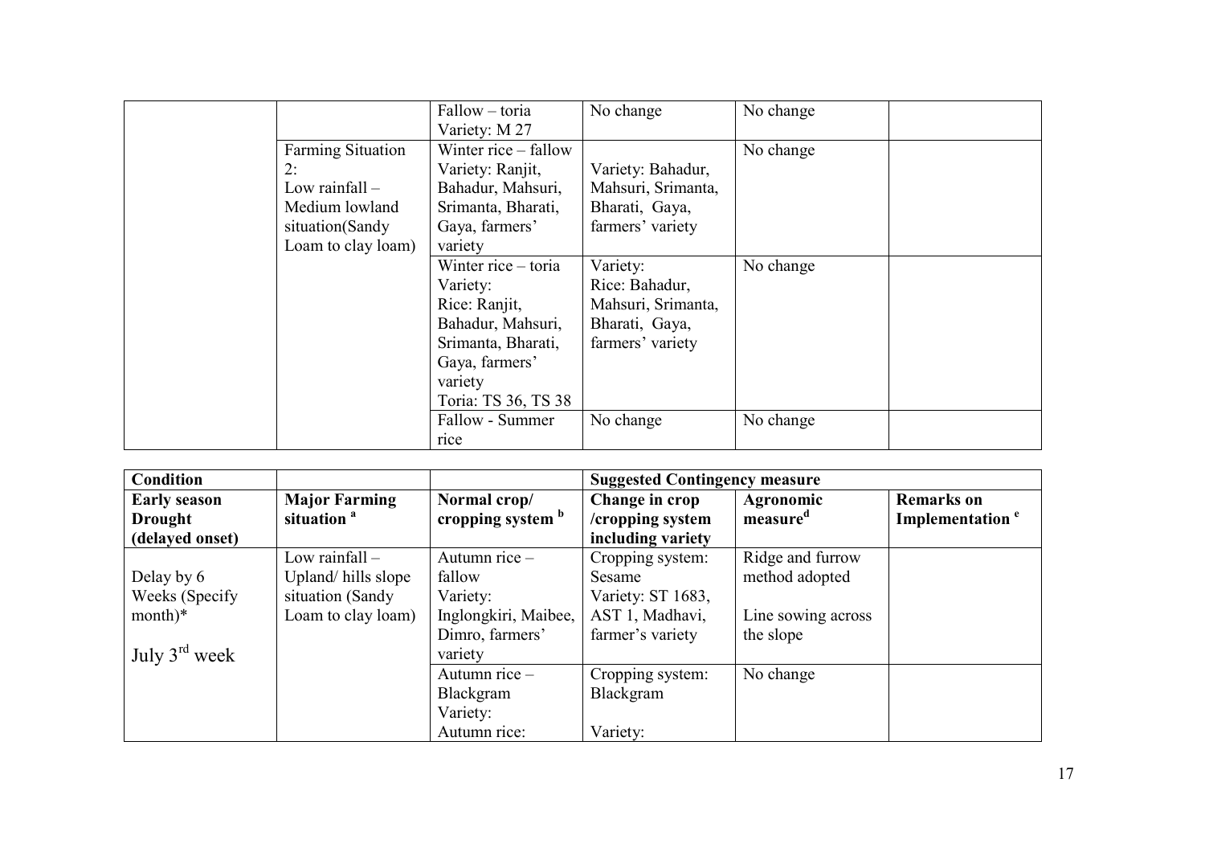| | | | | | |
|---|---|---|---|---|---|
| | | Fallow – toria Variety: M 27 | No change | No change | |
| | Farming Situation 2: Low rainfall – Medium lowland situation(Sandy Loam to clay loam) | Winter rice – fallow Variety: Ranjit, Bahadur, Mahsuri, Srimanta, Bharati, Gaya, farmers' variety | Variety: Bahadur, Mahsuri, Srimanta, Bharati, Gaya, farmers' variety | No change | |
| | | Winter rice – toria Variety: Rice: Ranjit, Bahadur, Mahsuri, Srimanta, Bharati, Gaya, farmers' variety Toria: TS 36, TS 38 | Variety: Rice: Bahadur, Mahsuri, Srimanta, Bharati, Gaya, farmers' variety | No change | |
| | | Fallow - Summer rice | No change | No change | |

| Condition | | | Suggested Contingency measure | | |
|---|---|---|---|---|---|
| **Early season Drought (delayed onset)** | **Major Farming situation [a]** | **Normal crop/ cropping system [b]** | **Change in crop /cropping system including variety** | **Agronomic measure[d]** | **Remarks on Implementation [e]** |
| Delay by 6 Weeks (Specify month)* July 3rd week | Low rainfall – Upland/ hills slope situation (Sandy Loam to clay loam) | Autumn rice – fallow Variety: Inglongkiri, Maibee, Dimro, farmers' variety | Cropping system: Sesame Variety: ST 1683, AST 1, Madhavi, farmer's variety | Ridge and furrow method adopted Line sowing across the slope | |
| | | Autumn rice – Blackgram Variety: Autumn rice: | Cropping system: Blackgram Variety: | No change | |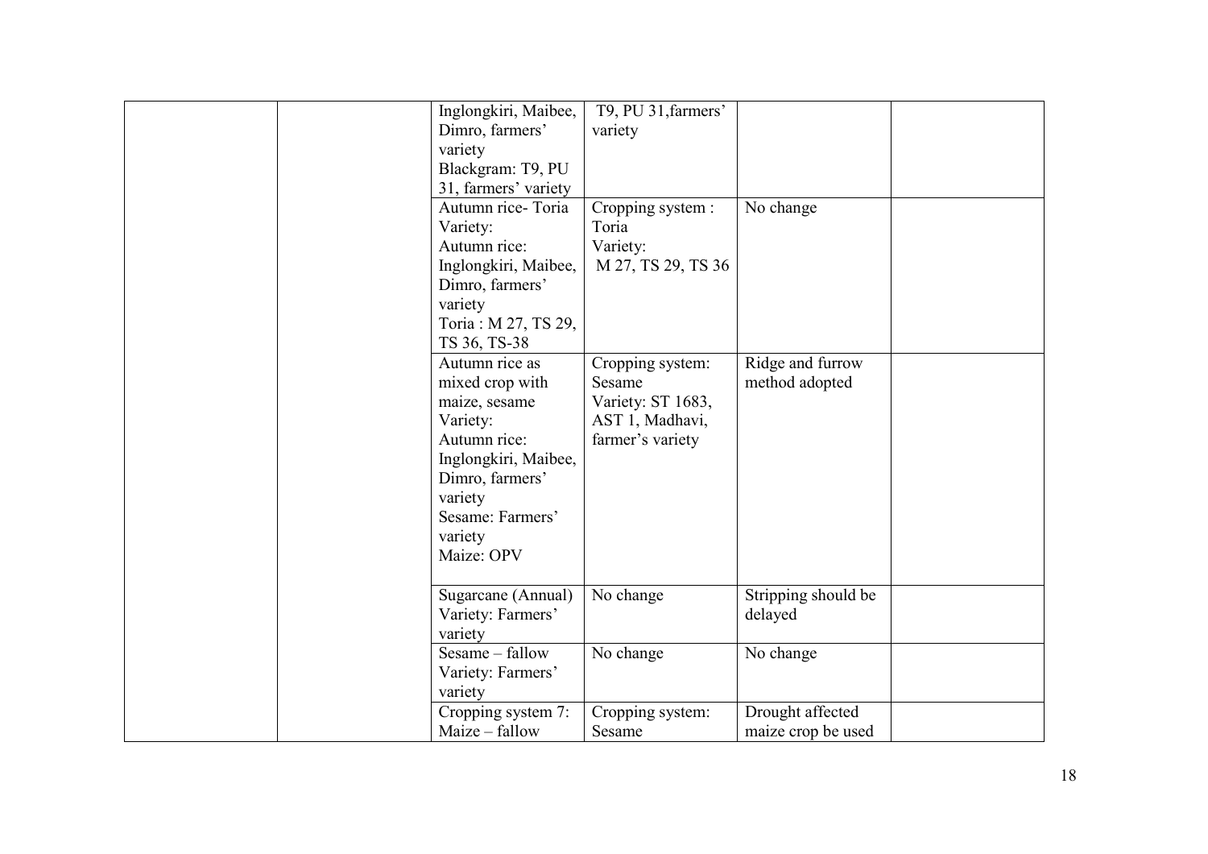| | | | | | |
|---|---|---|---|---|---|
| | | Inglongkiri, Maibee, Dimro, farmers' variety<br>Blackgram: T9, PU 31, farmers' variety | T9, PU 31,farmers' variety | | |
| | | Autumn rice- Toria<br>Variety:<br>Autumn rice: Inglongkiri, Maibee, Dimro, farmers' variety<br>Toria : M 27, TS 29, TS 36, TS-38 | Cropping system : Toria<br>Variety:<br>M 27, TS 29, TS 36 | No change | |
| | | Autumn rice as mixed crop with maize, sesame<br>Variety:<br>Autumn rice: Inglongkiri, Maibee, Dimro, farmers' variety<br>Sesame: Farmers' variety<br>Maize: OPV | Cropping system: Sesame<br>Variety: ST 1683, AST 1, Madhavi, farmer's variety | Ridge and furrow method adopted | |
| | | Sugarcane (Annual)<br>Variety: Farmers' variety | No change | Stripping should be delayed | |
| | | Sesame – fallow<br>Variety: Farmers' variety | No change | No change | |
| | | Cropping system 7: Maize – fallow | Cropping system: Sesame | Drought affected maize crop be used | |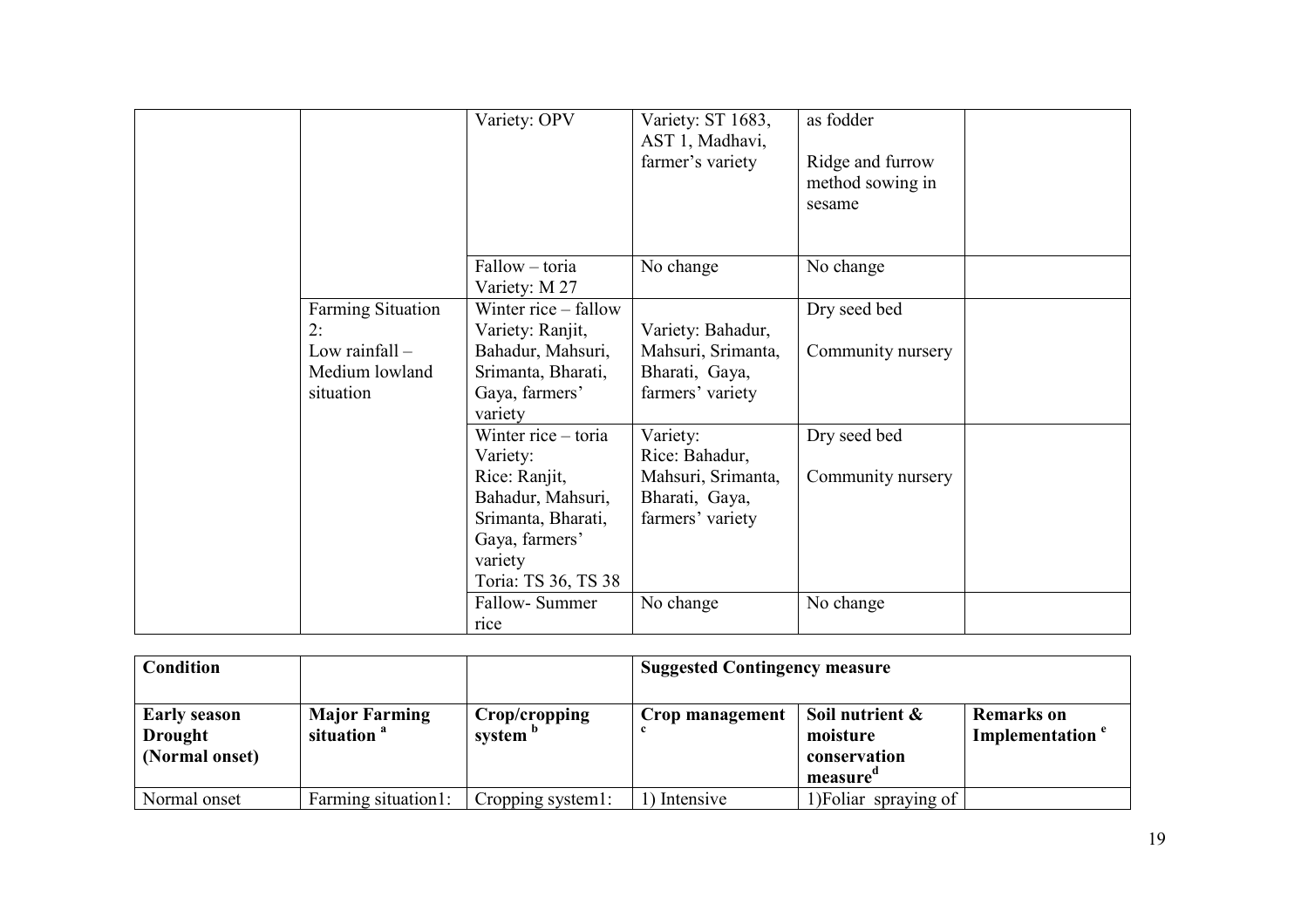| | | | | | |
|---|---|---|---|---|---|
| | | Variety: OPV | Variety: ST 1683, AST 1, Madhavi, farmer's variety | as fodder<br><br>Ridge and furrow method sowing in sesame | |
| | | Fallow – toria<br>Variety: M 27 | No change | No change | |
| | Farming Situation 2:<br>Low rainfall – Medium lowland situation | Winter rice – fallow<br>Variety: Ranjit, Bahadur, Mahsuri, Srimanta, Bharati, Gaya, farmers' variety | Variety: Bahadur, Mahsuri, Srimanta, Bharati, Gaya, farmers' variety | Dry seed bed<br><br>Community nursery | |
| | | Winter rice – toria<br>Variety:<br>Rice: Ranjit, Bahadur, Mahsuri, Srimanta, Bharati, Gaya, farmers' variety<br>Toria: TS 36, TS 38 | Variety:<br>Rice: Bahadur, Mahsuri, Srimanta, Bharati, Gaya, farmers' variety | Dry seed bed<br><br>Community nursery | |
| | | Fallow- Summer rice | No change | No change | |

| **Condition** | | | **Suggested Contingency measure** | | |
|---|---|---|---|---|---|
| **Early season Drought (Normal onset)** | **Major Farming situation [a]** | **Crop/cropping system [b]** | **Crop management [c]** | **Soil nutrient & moisture conservation measure[d]** | **Remarks on Implementation [e]** |
| Normal onset | Farming situation1: | Cropping system1: | 1) Intensive | 1)Foliar spraying of | |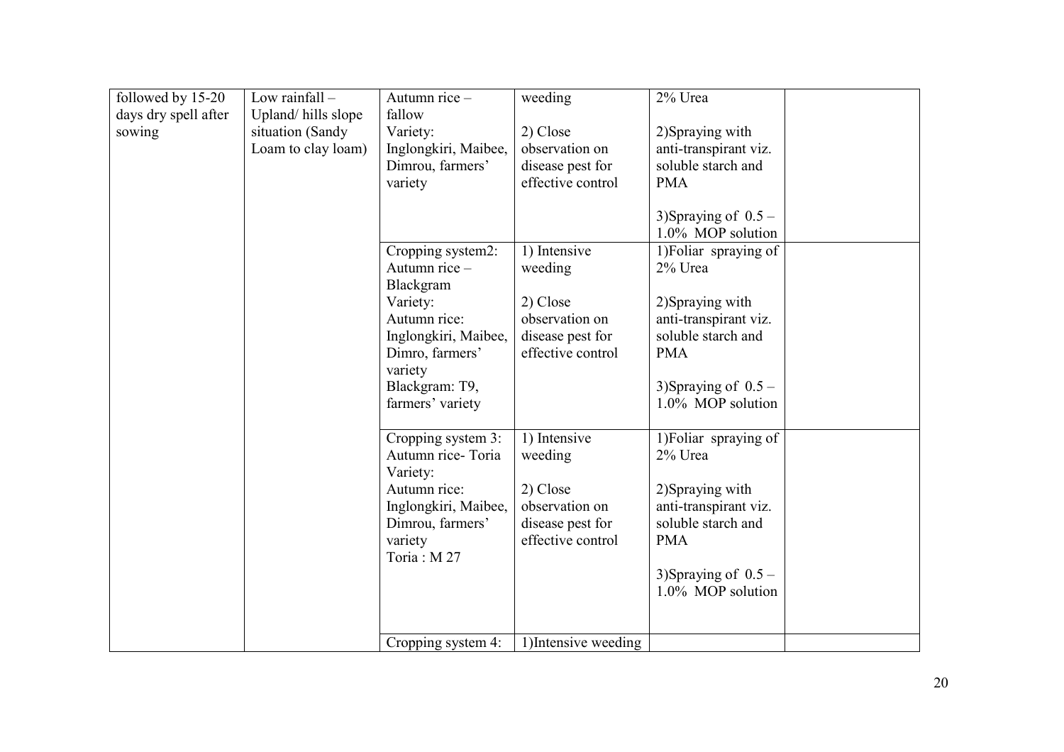| followed by 15-20 days dry spell after sowing | Low rainfall – Upland/ hills slope situation (Sandy Loam to clay loam) | Autumn rice – fallow<br>Variety:<br>Inglongkiri, Maibee, Dimrou, farmers' variety | weeding<br><br>2) Close observation on disease pest for effective control | 2% Urea<br><br>2)Spraying with anti-transpirant viz. soluble starch and PMA<br><br>3)Spraying of 0.5 – 1.0% MOP solution | |
|---|---|---|---|---|---|
| | | Cropping system2: Autumn rice – Blackgram<br>Variety:<br>Autumn rice: Inglongkiri, Maibee, Dimro, farmers' variety<br>Blackgram: T9, farmers' variety | 1) Intensive weeding<br><br>2) Close observation on disease pest for effective control | 1)Foliar spraying of 2% Urea<br><br>2)Spraying with anti-transpirant viz. soluble starch and PMA<br><br>3)Spraying of 0.5 – 1.0% MOP solution | |
| | | Cropping system 3: Autumn rice- Toria<br>Variety:<br>Autumn rice: Inglongkiri, Maibee, Dimrou, farmers' variety<br>Toria : M 27 | 1) Intensive weeding<br><br>2) Close observation on disease pest for effective control | 1)Foliar spraying of 2% Urea<br><br>2)Spraying with anti-transpirant viz. soluble starch and PMA<br><br>3)Spraying of 0.5 – 1.0% MOP solution | |
| | | Cropping system 4: | 1)Intensive weeding | | |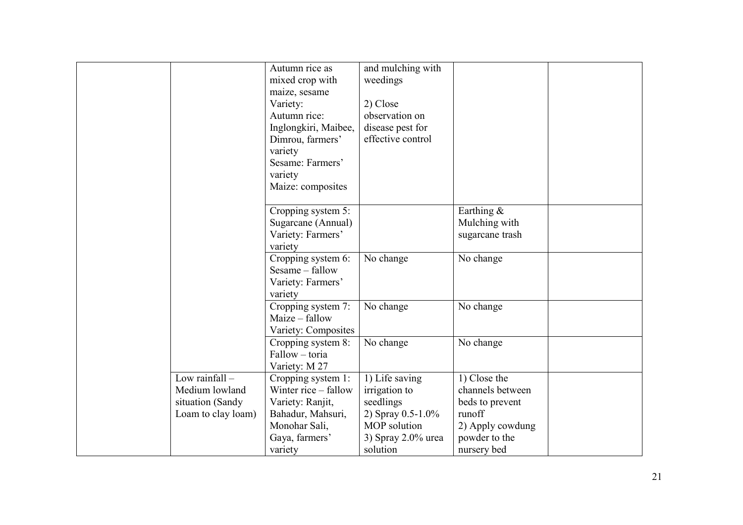|  |  |  |  |  |  |
|---|---|---|---|---|---|
|  |  | Autumn rice as mixed crop with maize, sesame<br>Variety:<br>Autumn rice: Inglongkiri, Maibee, Dimrou, farmers' variety<br>Sesame: Farmers' variety<br>Maize: composites | and mulching with weedings<br><br>2) Close observation on disease pest for effective control |  |  |
|  |  | Cropping system 5: Sugarcane (Annual)<br>Variety: Farmers' variety |  | Earthing & Mulching with sugarcane trash |  |
|  |  | Cropping system 6: Sesame – fallow<br>Variety: Farmers' variety | No change | No change |  |
|  |  | Cropping system 7: Maize – fallow<br>Variety: Composites | No change | No change |  |
|  |  | Cropping system 8: Fallow – toria<br>Variety: M 27 | No change | No change |  |
|  | Low rainfall – Medium lowland situation (Sandy Loam to clay loam) | Cropping system 1: Winter rice – fallow<br>Variety: Ranjit, Bahadur, Mahsuri, Monohar Sali, Gaya, farmers' variety | 1) Life saving irrigation to seedlings<br>2) Spray 0.5-1.0% MOP solution<br>3) Spray 2.0% urea solution | 1) Close the channels between beds to prevent runoff<br>2) Apply cowdung powder to the nursery bed |  |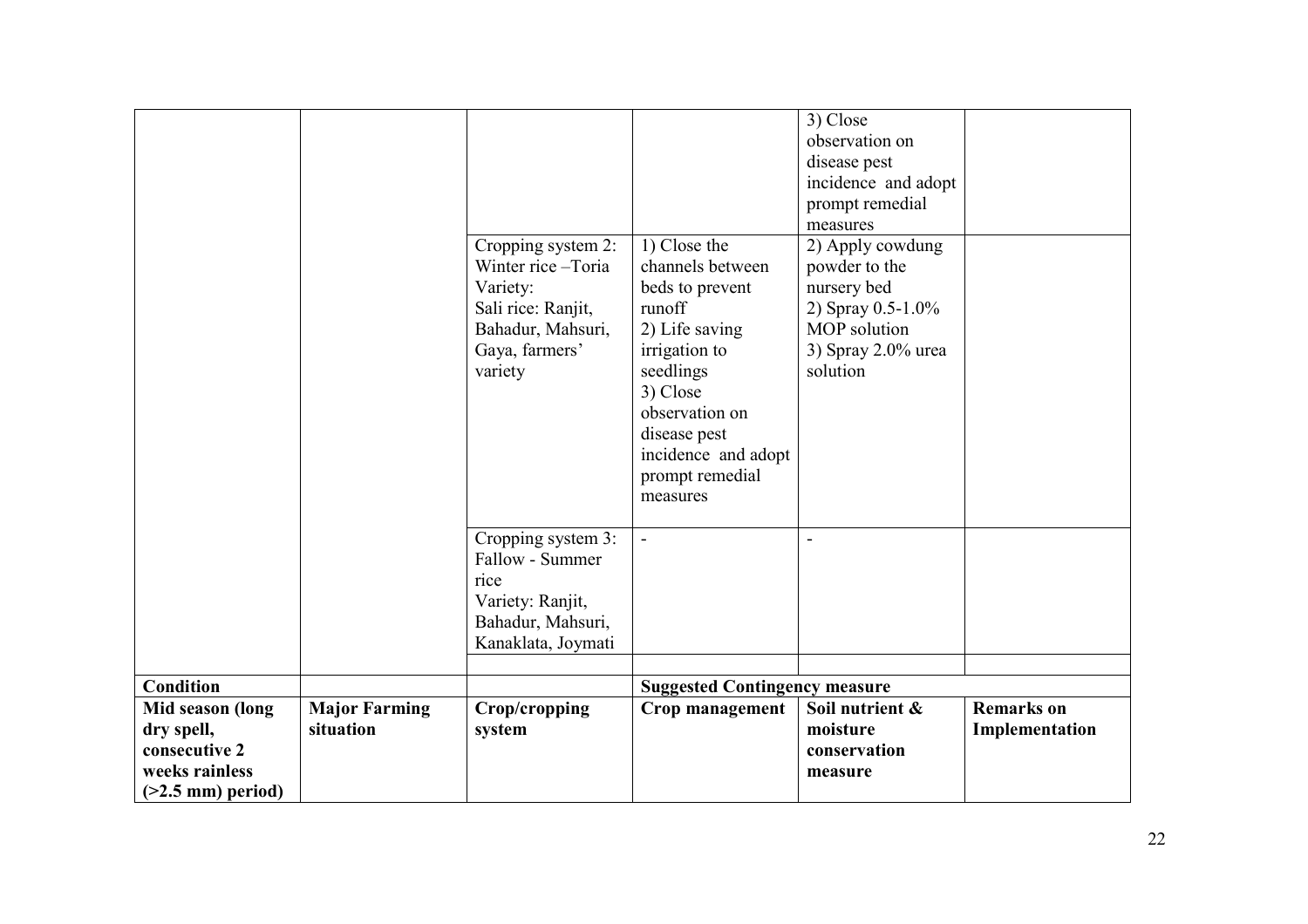| | | | | 3) Close observation on disease pest incidence and adopt prompt remedial measures | |
|---|---|---|---|---|---|
| | | Cropping system 2: Winter rice –Toria<br>Variety:<br>Sali rice: Ranjit, Bahadur, Mahsuri, Gaya, farmers' variety | 1) Close the channels between beds to prevent runoff<br>2) Life saving irrigation to seedlings<br>3) Close observation on disease pest incidence and adopt prompt remedial measures | 2) Apply cowdung powder to the nursery bed<br>2) Spray 0.5-1.0% MOP solution<br>3) Spray 2.0% urea solution | |
| | | Cropping system 3: Fallow - Summer rice<br>Variety: Ranjit, Bahadur, Mahsuri, Kanaklata, Joymati | - | - | |
| | | | | | |

| **Condition** | | | **Suggested Contingency measure** | | |
|---|---|---|---|---|---|
| **Mid season (long dry spell, consecutive 2 weeks rainless (>2.5 mm) period)** | **Major Farming situation** | **Crop/cropping system** | **Crop management** | **Soil nutrient & moisture conservation measure** | **Remarks on Implementation** |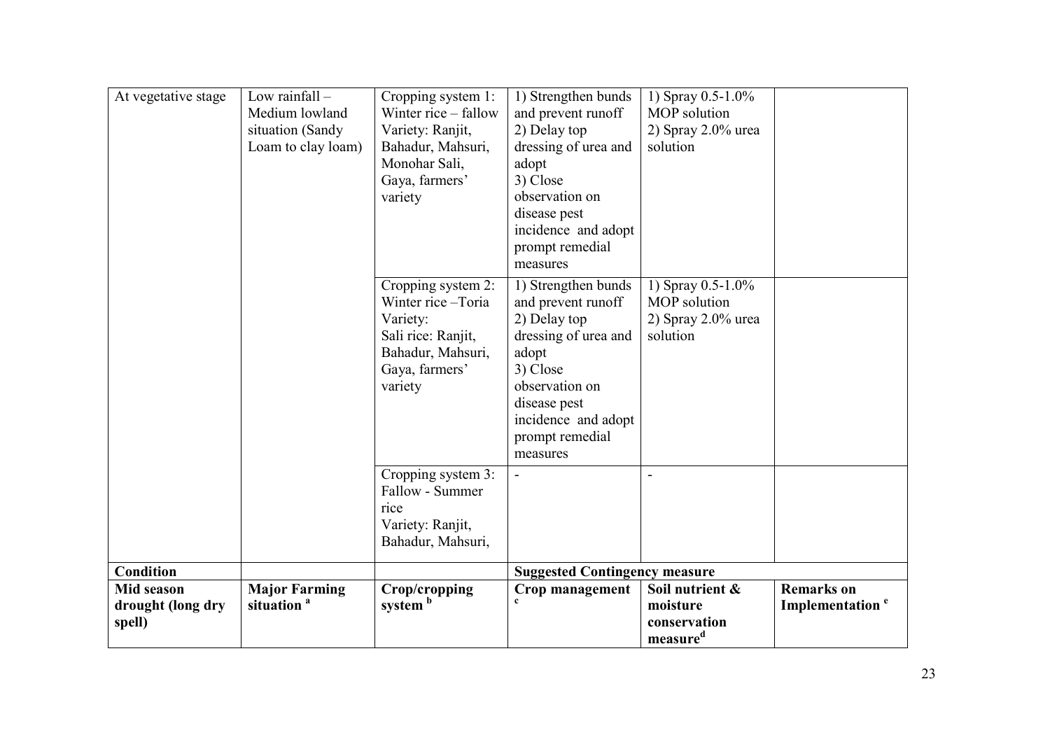| At vegetative stage | Low rainfall – Medium lowland situation (Sandy Loam to clay loam) | Cropping system 1: Winter rice – fallow Variety: Ranjit, Bahadur, Mahsuri, Monohar Sali, Gaya, farmers' variety | 1) Strengthen bunds and prevent runoff 2) Delay top dressing of urea and adopt 3) Close observation on disease pest incidence and adopt prompt remedial measures | 1) Spray 0.5-1.0% MOP solution 2) Spray 2.0% urea solution | |
|---|---|---|---|---|---|
| | | Cropping system 2: Winter rice –Toria Variety: Sali rice: Ranjit, Bahadur, Mahsuri, Gaya, farmers' variety | 1) Strengthen bunds and prevent runoff 2) Delay top dressing of urea and adopt 3) Close observation on disease pest incidence and adopt prompt remedial measures | 1) Spray 0.5-1.0% MOP solution 2) Spray 2.0% urea solution | |
| | | Cropping system 3: Fallow - Summer rice Variety: Ranjit, Bahadur, Mahsuri, | - | - | |
| **Condition** | | | **Suggested Contingency measure** | | |
| **Mid season drought (long dry spell)** | **Major Farming situation [a]** | **Crop/cropping system [b]** | **Crop management [c]** | **Soil nutrient & moisture conservation measure[d]** | **Remarks on Implementation [e]** |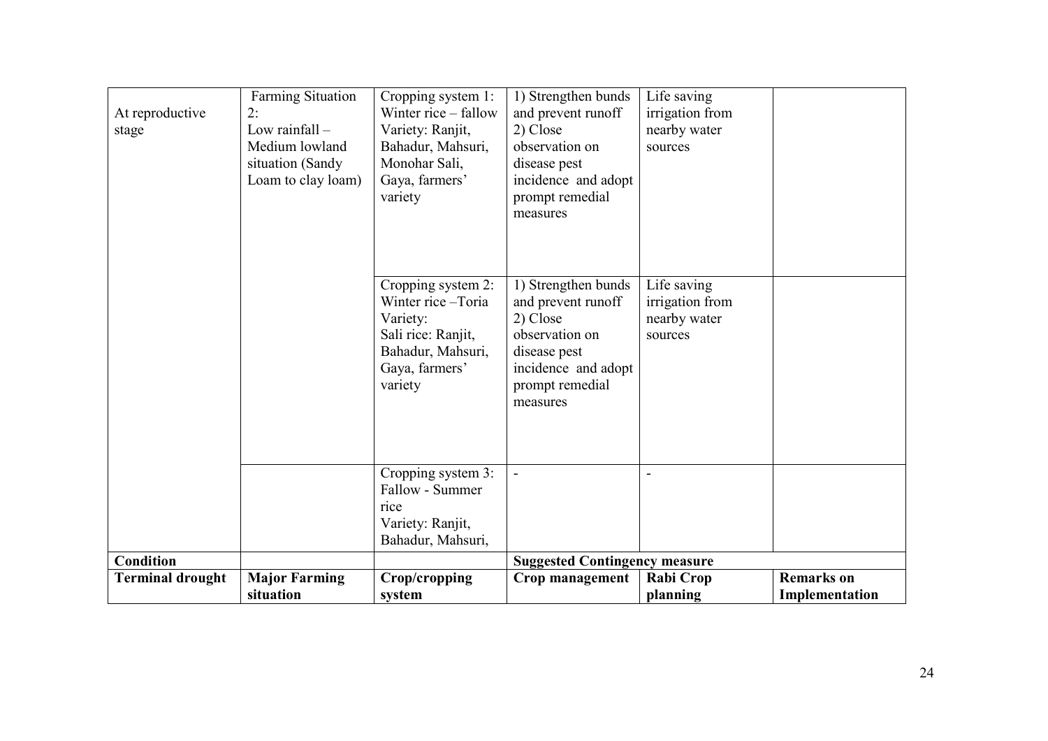| At reproductive stage | Farming Situation 2: Low rainfall – Medium lowland situation (Sandy Loam to clay loam) | Cropping system 1: Winter rice – fallow Variety: Ranjit, Bahadur, Mahsuri, Monohar Sali, Gaya, farmers' variety | 1) Strengthen bunds and prevent runoff 2) Close observation on disease pest incidence and adopt prompt remedial measures | Life saving irrigation from nearby water sources | |
|---|---|---|---|---|---|
| | | Cropping system 2: Winter rice –Toria Variety: Sali rice: Ranjit, Bahadur, Mahsuri, Gaya, farmers' variety | 1) Strengthen bunds and prevent runoff 2) Close observation on disease pest incidence and adopt prompt remedial measures | Life saving irrigation from nearby water sources | |
| | | Cropping system 3: Fallow - Summer rice Variety: Ranjit, Bahadur, Mahsuri, | - | - | |
| **Condition** | | | **Suggested Contingency measure** | | |
| **Terminal drought** | **Major Farming situation** | **Crop/cropping system** | **Crop management** | **Rabi Crop planning** | **Remarks on Implementation** |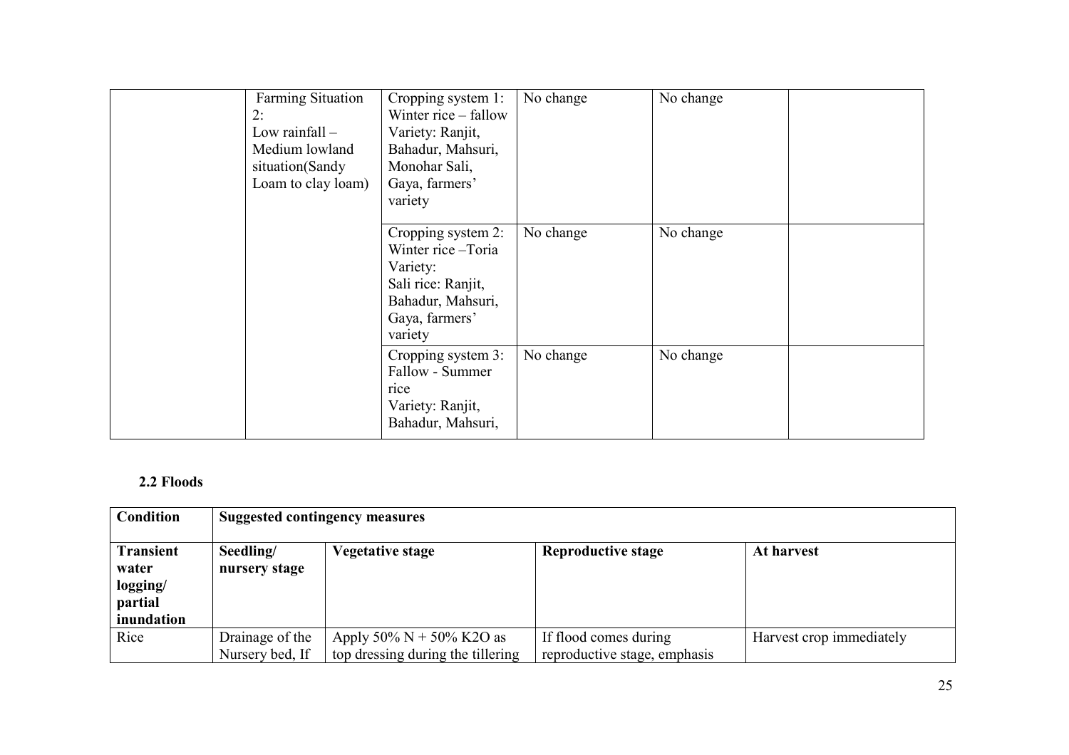| | | | | | |
|---|---|---|---|---|---|
| | Farming Situation 2:<br>Low rainfall – Medium lowland situation(Sandy Loam to clay loam) | Cropping system 1: Winter rice – fallow<br>Variety: Ranjit, Bahadur, Mahsuri, Monohar Sali, Gaya, farmers' variety | No change | No change | |
| | | Cropping system 2: Winter rice –Toria<br>Variety:<br>Sali rice: Ranjit, Bahadur, Mahsuri, Gaya, farmers' variety | No change | No change | |
| | | Cropping system 3: Fallow - Summer rice<br>Variety: Ranjit, Bahadur, Mahsuri, | No change | No change | |

### 2.2 Floods

| Condition | Suggested contingency measures | | | |
|---|---|---|---|---|
| **Transient water logging/ partial inundation** | **Seedling/ nursery stage** | **Vegetative stage** | **Reproductive stage** | **At harvest** |
| Rice | Drainage of the Nursery bed, If | Apply 50% N + 50% $K_2O$ as top dressing during the tillering | If flood comes during reproductive stage, emphasis | Harvest crop immediately |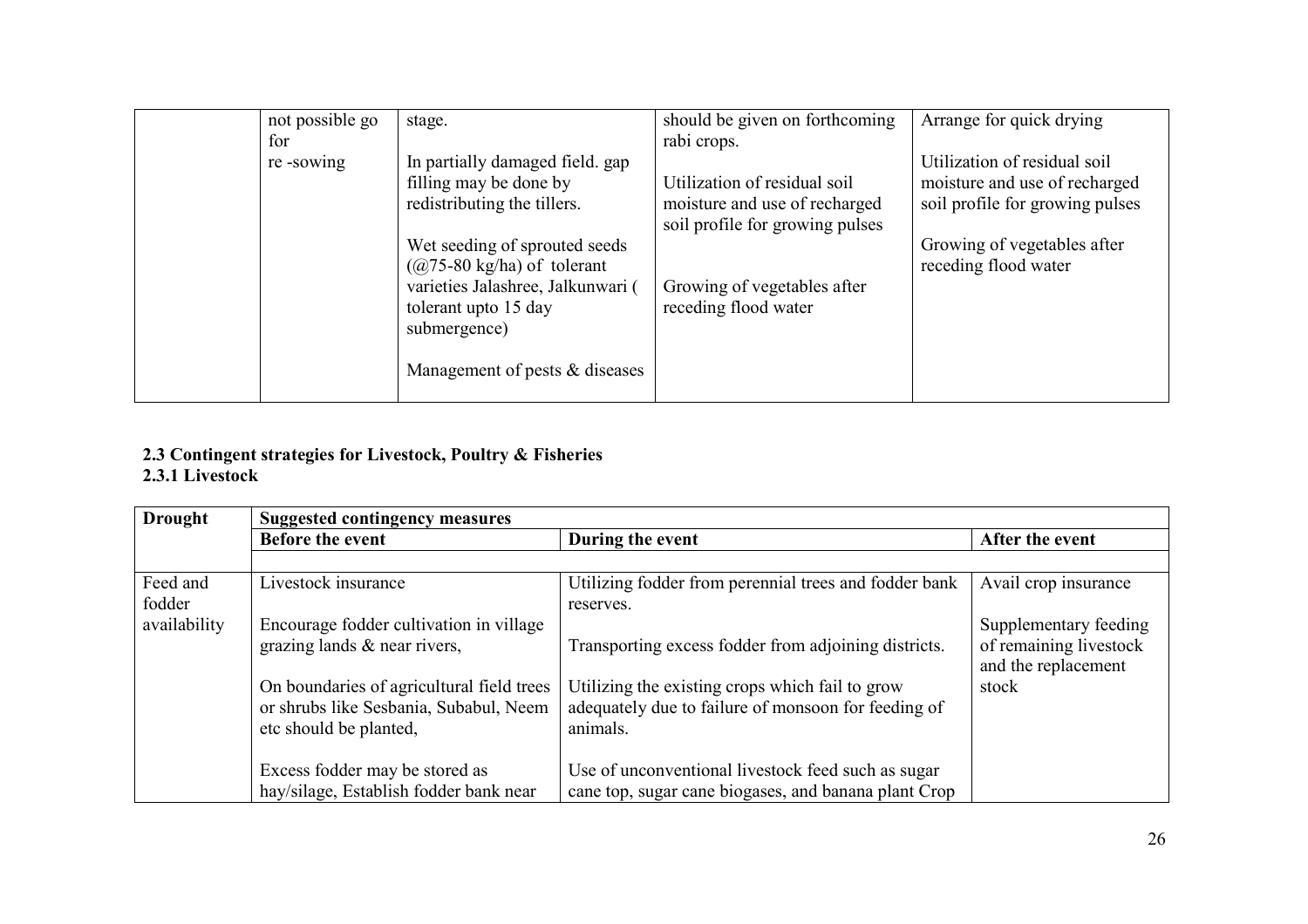| | not possible go for re -sowing | stage.<br><br>In partially damaged field. gap filling may be done by redistributing the tillers.<br><br>Wet seeding of sprouted seeds (@75-80 kg/ha) of tolerant varieties Jalashree, Jalkunwari ( tolerant upto 15 day submergence)<br><br>Management of pests & diseases | should be given on forthcoming rabi crops.<br><br>Utilization of residual soil moisture and use of recharged soil profile for growing pulses<br><br>Growing of vegetables after receding flood water | Arrange for quick drying<br><br>Utilization of residual soil moisture and use of recharged soil profile for growing pulses<br><br>Growing of vegetables after receding flood water |
|---|---|---|---|---|

**2.3 Contingent strategies for Livestock, Poultry & Fisheries**
**2.3.1 Livestock**

| Drought | Suggested contingency measures | | |
|---|---|---|---|
| | **Before the event** | **During the event** | **After the event** |
| | | | |
| Feed and fodder availability | Livestock insurance<br><br>Encourage fodder cultivation in village grazing lands & near rivers,<br><br>On boundaries of agricultural field trees or shrubs like Sesbania, Subabul, Neem etc should be planted,<br><br>Excess fodder may be stored as hay/silage, Establish fodder bank near | Utilizing fodder from perennial trees and fodder bank reserves.<br><br>Transporting excess fodder from adjoining districts.<br><br>Utilizing the existing crops which fail to grow adequately due to failure of monsoon for feeding of animals.<br><br>Use of unconventional livestock feed such as sugar cane top, sugar cane biogases, and banana plant Crop | Avail crop insurance<br><br>Supplementary feeding of remaining livestock and the replacement stock |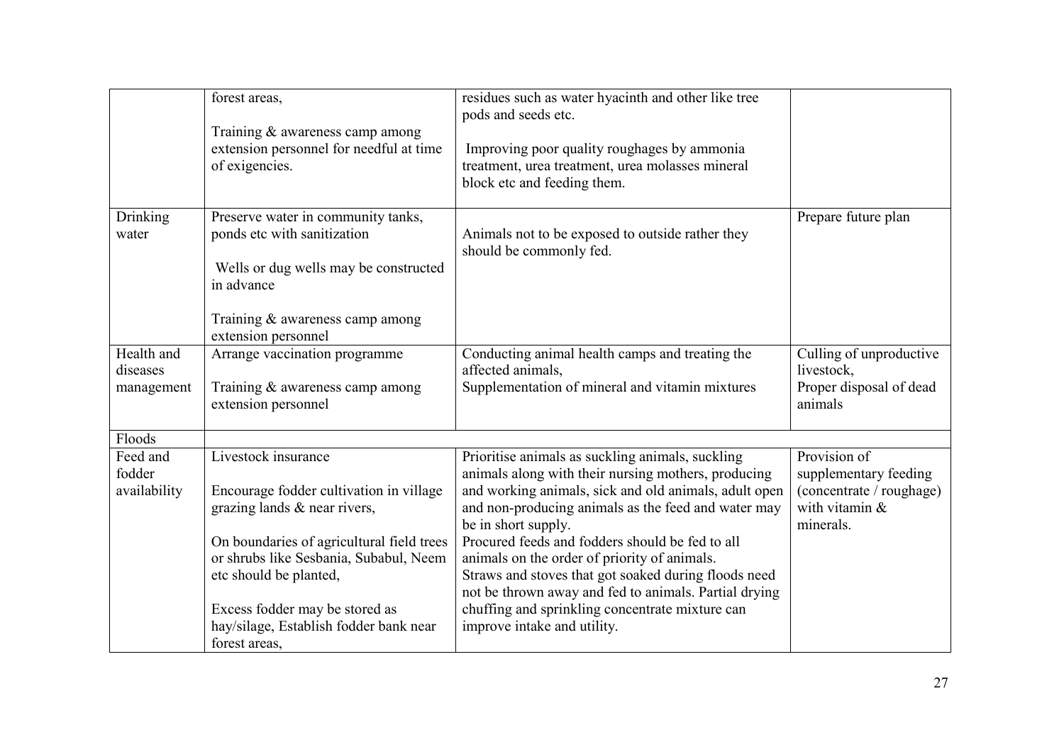| | | | |
|---|---|---|---|
| | forest areas,<br><br>Training & awareness camp among extension personnel for needful at time of exigencies. | residues such as water hyacinth and other like tree pods and seeds etc.<br><br>Improving poor quality roughages by ammonia treatment, urea treatment, urea molasses mineral block etc and feeding them. | |
| Drinking water | Preserve water in community tanks, ponds etc with sanitization<br><br>Wells or dug wells may be constructed in advance<br><br>Training & awareness camp among extension personnel | Animals not to be exposed to outside rather they should be commonly fed. | Prepare future plan |
| Health and diseases management | Arrange vaccination programme<br><br>Training & awareness camp among extension personnel | Conducting animal health camps and treating the affected animals,<br>Supplementation of mineral and vitamin mixtures | Culling of unproductive livestock,<br>Proper disposal of dead animals |
| Floods | | | |
| Feed and fodder availability | Livestock insurance<br><br>Encourage fodder cultivation in village grazing lands & near rivers,<br><br>On boundaries of agricultural field trees or shrubs like Sesbania, Subabul, Neem etc should be planted,<br><br>Excess fodder may be stored as hay/silage, Establish fodder bank near forest areas, | Prioritise animals as suckling animals, suckling animals along with their nursing mothers, producing and working animals, sick and old animals, adult open and non-producing animals as the feed and water may be in short supply.<br>Procured feeds and fodders should be fed to all animals on the order of priority of animals.<br>Straws and stoves that got soaked during floods need not be thrown away and fed to animals. Partial drying chuffing and sprinkling concentrate mixture can improve intake and utility. | Provision of supplementary feeding (concentrate / roughage) with vitamin & minerals. |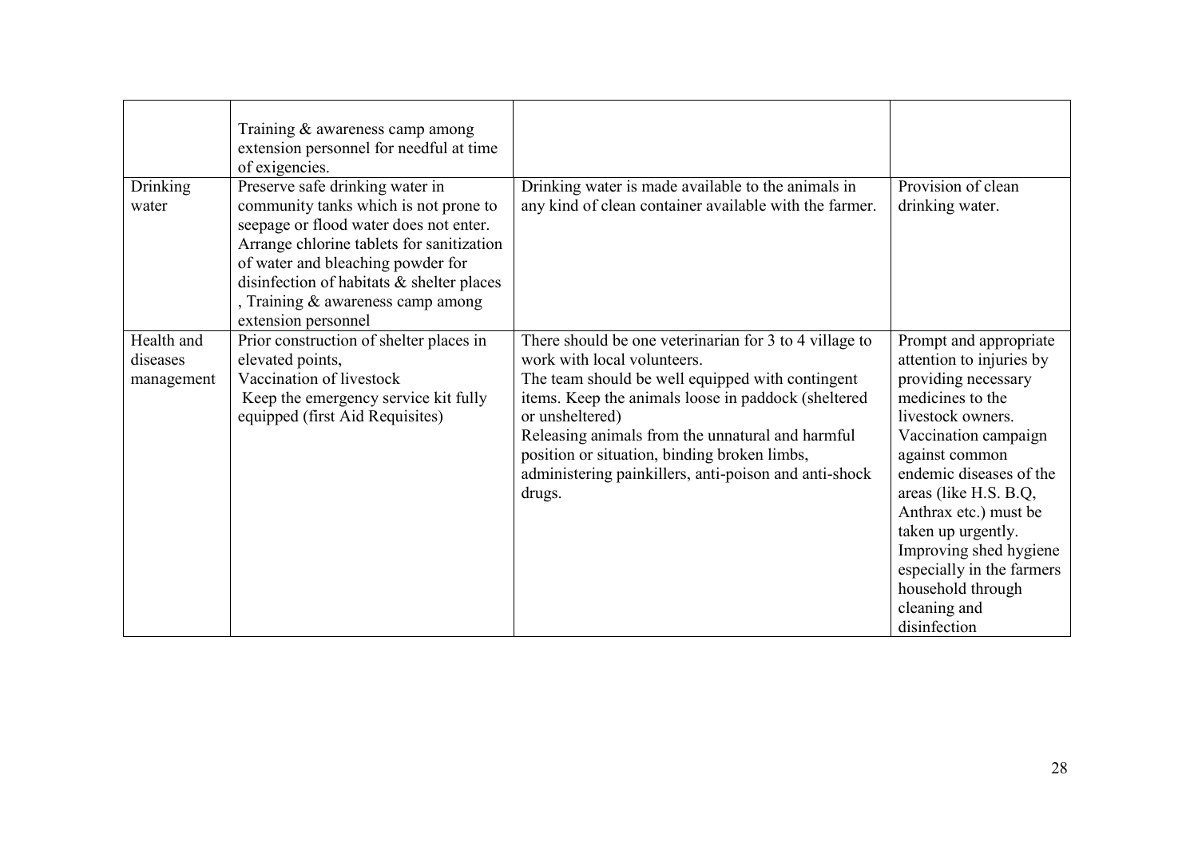| | | | |
|---|---|---|---|
| | Training & awareness camp among extension personnel for needful at time of exigencies. | | |
| Drinking water | Preserve safe drinking water in community tanks which is not prone to seepage or flood water does not enter. Arrange chlorine tablets for sanitization of water and bleaching powder for disinfection of habitats & shelter places , Training & awareness camp among extension personnel | Drinking water is made available to the animals in any kind of clean container available with the farmer. | Provision of clean drinking water. |
| Health and diseases management | Prior construction of shelter places in elevated points,<br>Vaccination of livestock<br>Keep the emergency service kit fully equipped (first Aid Requisites) | There should be one veterinarian for 3 to 4 village to work with local volunteers.<br>The team should be well equipped with contingent items. Keep the animals loose in paddock (sheltered or unsheltered)<br>Releasing animals from the unnatural and harmful position or situation, binding broken limbs, administering painkillers, anti-poison and anti-shock drugs. | Prompt and appropriate attention to injuries by providing necessary medicines to the livestock owners.<br>Vaccination campaign against common endemic diseases of the areas (like H.S. B.Q, Anthrax etc.) must be taken up urgently.<br>Improving shed hygiene especially in the farmers household through cleaning and disinfection |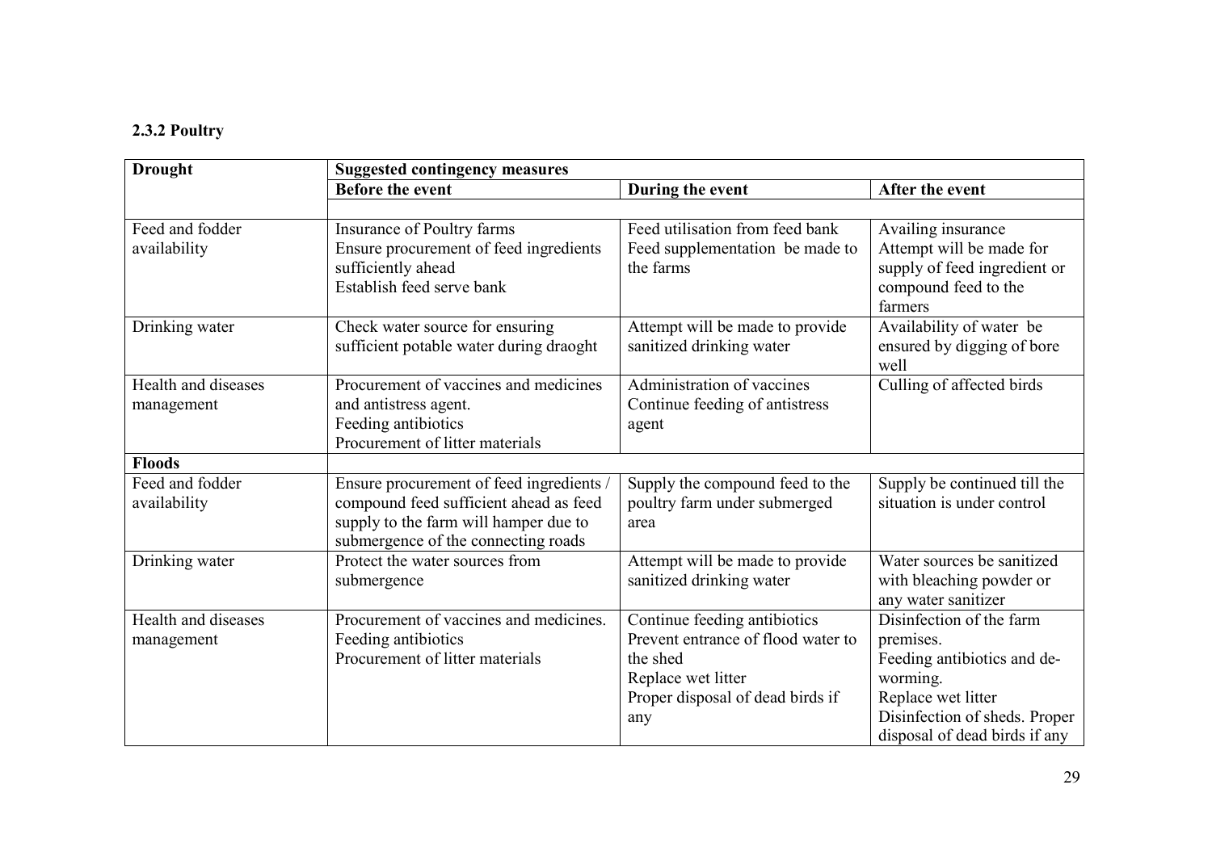### 2.3.2 Poultry

| **Drought** | **Suggested contingency measures** | | |
|---|---|---|---|
| | **Before the event** | **During the event** | **After the event** |
| | | | |
| Feed and fodder availability | Insurance of Poultry farms<br>Ensure procurement of feed ingredients sufficiently ahead<br>Establish feed serve bank | Feed utilisation from feed bank<br>Feed supplementation be made to the farms | Availing insurance<br>Attempt will be made for supply of feed ingredient or compound feed to the farmers |
| Drinking water | Check water source for ensuring sufficient potable water during draoght | Attempt will be made to provide sanitized drinking water | Availability of water be ensured by digging of bore well |
| Health and diseases management | Procurement of vaccines and medicines and antistress agent.<br>Feeding antibiotics<br>Procurement of litter materials | Administration of vaccines<br>Continue feeding of antistress agent | Culling of affected birds |
| **Floods** | | | |
| Feed and fodder availability | Ensure procurement of feed ingredients / compound feed sufficient ahead as feed supply to the farm will hamper due to submergence of the connecting roads | Supply the compound feed to the poultry farm under submerged area | Supply be continued till the situation is under control |
| Drinking water | Protect the water sources from submergence | Attempt will be made to provide sanitized drinking water | Water sources be sanitized with bleaching powder or any water sanitizer |
| Health and diseases management | Procurement of vaccines and medicines.<br>Feeding antibiotics<br>Procurement of litter materials | Continue feeding antibiotics<br>Prevent entrance of flood water to the shed<br>Replace wet litter<br>Proper disposal of dead birds if any | Disinfection of the farm premises.<br>Feeding antibiotics and de-worming.<br>Replace wet litter<br>Disinfection of sheds. Proper disposal of dead birds if any |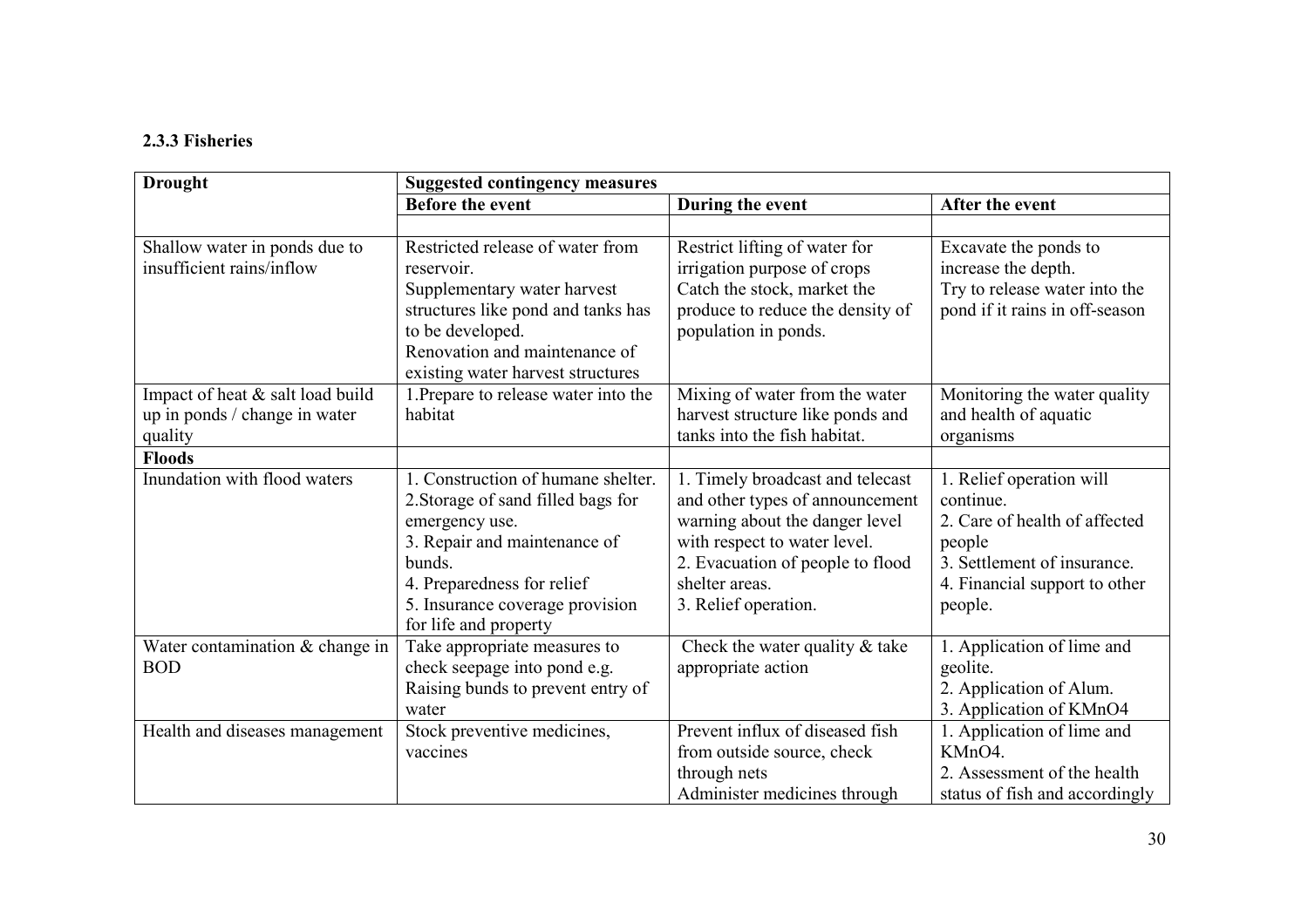### 2.3.3 Fisheries

| Drought | Suggested contingency measures | | |
|---|---|---|---|
| | **Before the event** | **During the event** | **After the event** |
| | | | |
| Shallow water in ponds due to insufficient rains/inflow | Restricted release of water from reservoir. Supplementary water harvest structures like pond and tanks has to be developed. Renovation and maintenance of existing water harvest structures | Restrict lifting of water for irrigation purpose of crops Catch the stock, market the produce to reduce the density of population in ponds. | Excavate the ponds to increase the depth. Try to release water into the pond if it rains in off-season |
| Impact of heat & salt load build up in ponds / change in water quality | 1.Prepare to release water into the habitat | Mixing of water from the water harvest structure like ponds and tanks into the fish habitat. | Monitoring the water quality and health of aquatic organisms |
| **Floods** | | | |
| Inundation with flood waters | 1. Construction of humane shelter. 2.Storage of sand filled bags for emergency use. 3. Repair and maintenance of bunds. 4. Preparedness for relief 5. Insurance coverage provision for life and property | 1. Timely broadcast and telecast and other types of announcement warning about the danger level with respect to water level. 2. Evacuation of people to flood shelter areas. 3. Relief operation. | 1. Relief operation will continue. 2. Care of health of affected people 3. Settlement of insurance. 4. Financial support to other people. |
| Water contamination & change in BOD | Take appropriate measures to check seepage into pond e.g. Raising bunds to prevent entry of water | Check the water quality & take appropriate action | 1. Application of lime and geolite. 2. Application of Alum. 3. Application of $KMnO_4$ |
| Health and diseases management | Stock preventive medicines, vaccines | Prevent influx of diseased fish from outside source, check through nets Administer medicines through | 1. Application of lime and $KMnO_4$. 2. Assessment of the health status of fish and accordingly |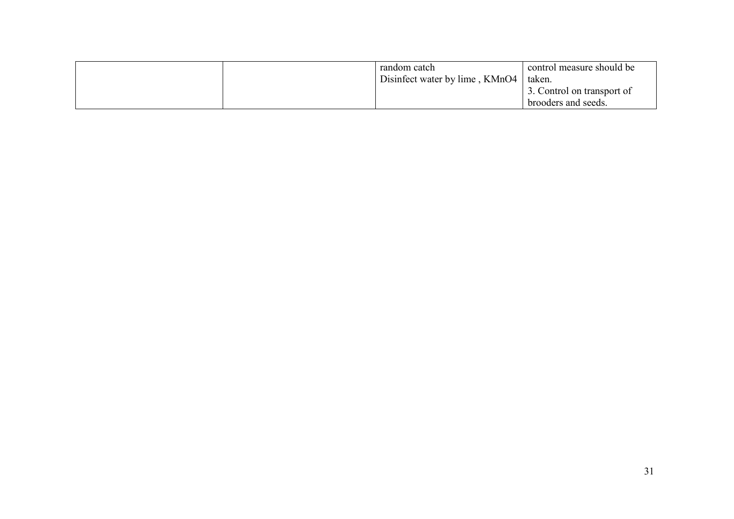| | | | |
|---|---|---|---|
| | | random catch<br>Disinfect water by lime , $KMnO_4$ | control measure should be taken.<br>3. Control on transport of brooders and seeds. |